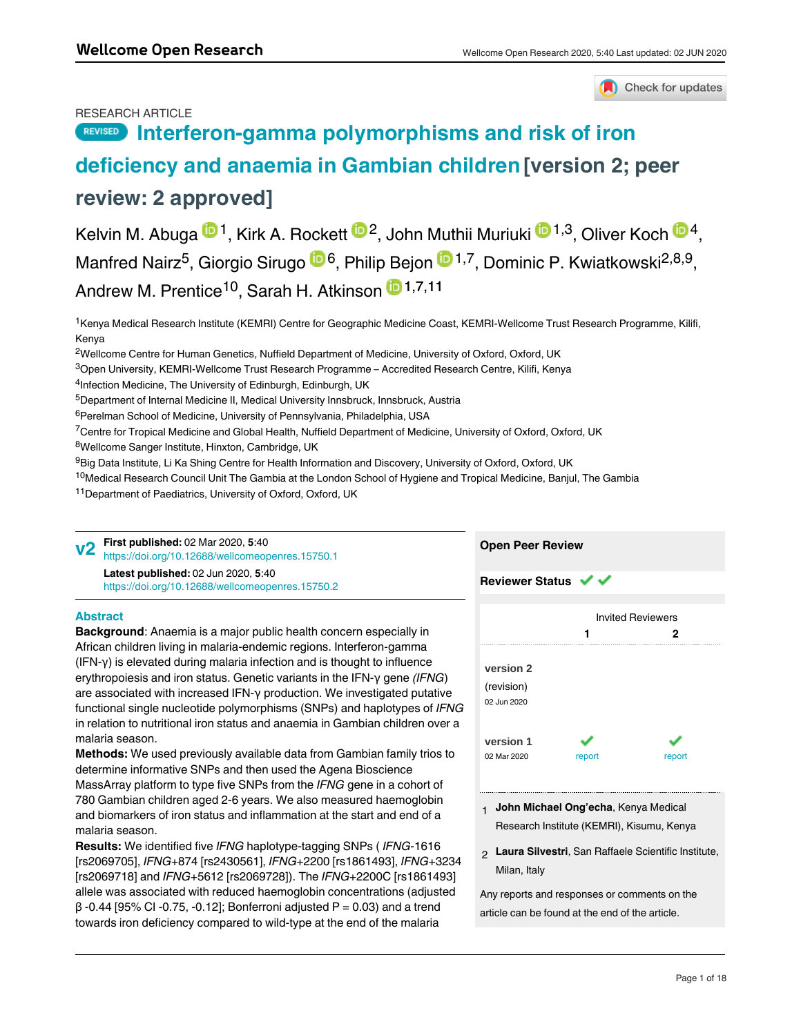RESEARCH ARTICLE

# REVISED Interferon-gamma polymorphisms and risk of iron deficiency and anaemia in Gambian children [version 2; peer review: 2 approved]

Kelvin M. Abuga[1], Kirk A. Rockett[2], John Muthii Muriuki[1,3], Oliver Koch[4], Manfred Nairz[5], Giorgio Sirugo[6], Philip Bejon[1,7], Dominic P. Kwiatkowski[2,8,9], Andrew M. Prentice[10], Sarah H. Atkinson[1,7,11]

[1]Kenya Medical Research Institute (KEMRI) Centre for Geographic Medicine Coast, KEMRI-Wellcome Trust Research Programme, Kilifi, Kenya

[2]Wellcome Centre for Human Genetics, Nuffield Department of Medicine, University of Oxford, Oxford, UK

[3]Open University, KEMRI-Wellcome Trust Research Programme – Accredited Research Centre, Kilifi, Kenya

[4]Infection Medicine, The University of Edinburgh, Edinburgh, UK

[5]Department of Internal Medicine II, Medical University Innsbruck, Innsbruck, Austria

[6]Perelman School of Medicine, University of Pennsylvania, Philadelphia, USA

[7]Centre for Tropical Medicine and Global Health, Nuffield Department of Medicine, University of Oxford, Oxford, UK

[8]Wellcome Sanger Institute, Hinxton, Cambridge, UK

[9]Big Data Institute, Li Ka Shing Centre for Health Information and Discovery, University of Oxford, Oxford, UK

[10]Medical Research Council Unit The Gambia at the London School of Hygiene and Tropical Medicine, Banjul, The Gambia

[11]Department of Paediatrics, University of Oxford, Oxford, UK

**v2** **First published:** 02 Mar 2020, **5**:40 https://doi.org/10.12688/wellcomeopenres.15750.1

**Latest published:** 02 Jun 2020, **5**:40 https://doi.org/10.12688/wellcomeopenres.15750.2

## Abstract

**Background**: Anaemia is a major public health concern especially in African children living in malaria-endemic regions. Interferon-gamma (IFN-γ) is elevated during malaria infection and is thought to influence erythropoiesis and iron status. Genetic variants in the IFN-γ gene *(IFNG)* are associated with increased IFN-γ production. We investigated putative functional single nucleotide polymorphisms (SNPs) and haplotypes of *IFNG* in relation to nutritional iron status and anaemia in Gambian children over a malaria season.

**Methods:** We used previously available data from Gambian family trios to determine informative SNPs and then used the Agena Bioscience MassArray platform to type five SNPs from the *IFNG* gene in a cohort of 780 Gambian children aged 2-6 years. We also measured haemoglobin and biomarkers of iron status and inflammation at the start and end of a malaria season.

**Results:** We identified five *IFNG* haplotype-tagging SNPs ( *IFNG*-1616 [rs2069705], *IFNG*+874 [rs2430561], *IFNG*+2200 [rs1861493], *IFNG*+3234 [rs2069718] and *IFNG*+5612 [rs2069728]). The *IFNG*+2200C [rs1861493] allele was associated with reduced haemoglobin concentrations (adjusted β -0.44 [95% CI -0.75, -0.12]; Bonferroni adjusted P = 0.03) and a trend towards iron deficiency compared to wild-type at the end of the malaria

## Open Peer Review

**Reviewer Status** ✔ ✔

| | Invited Reviewers | |
|---|---|---|
| | 1 | 2 |
| **version 2** (revision) 02 Jun 2020 | | |
| **version 1** 02 Mar 2020 | ✔ report | ✔ report |

1. **John Michael Ong'echa**, Kenya Medical Research Institute (KEMRI), Kisumu, Kenya

2. **Laura Silvestri**, San Raffaele Scientific Institute, Milan, Italy

Any reports and responses or comments on the article can be found at the end of the article.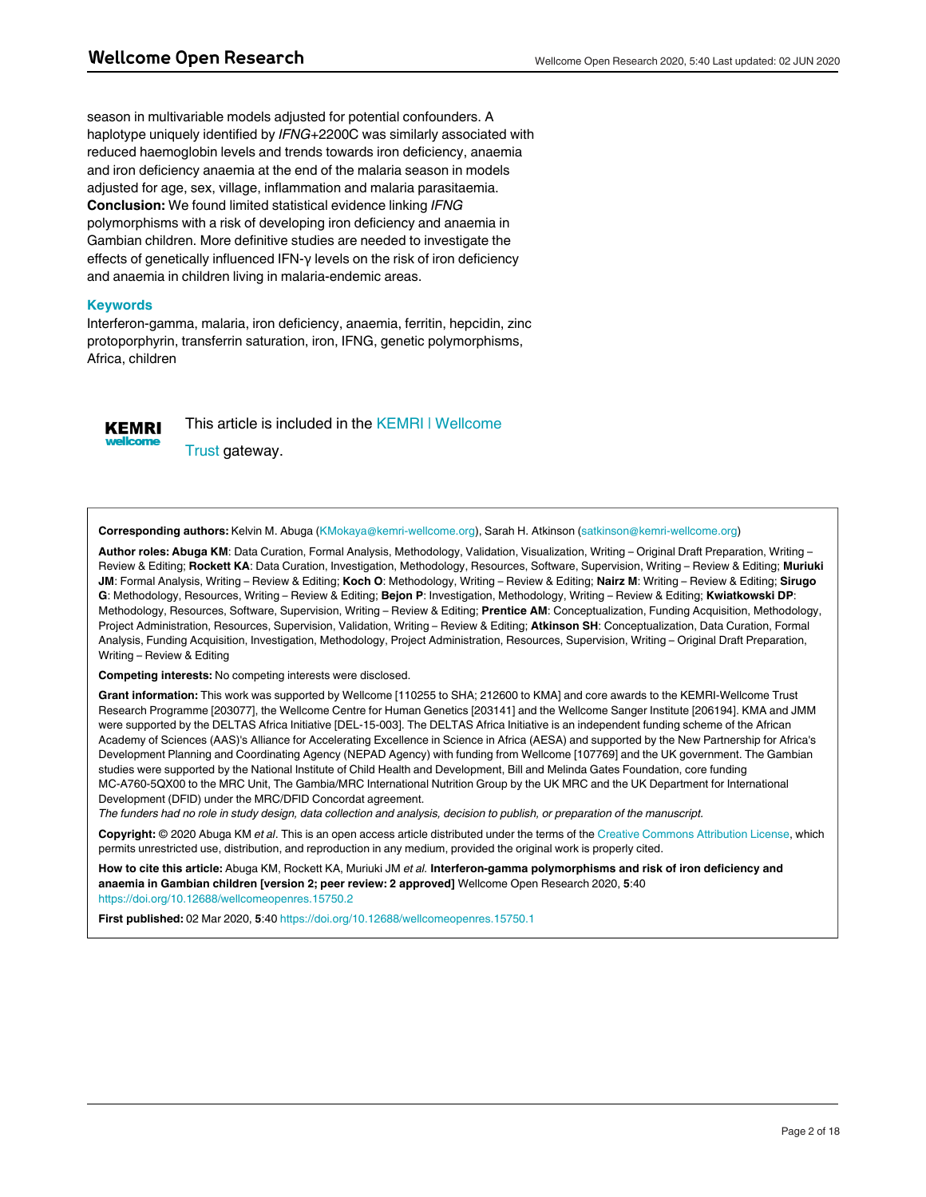season in multivariable models adjusted for potential confounders. A haplotype uniquely identified by *IFNG*+2200C was similarly associated with reduced haemoglobin levels and trends towards iron deficiency, anaemia and iron deficiency anaemia at the end of the malaria season in models adjusted for age, sex, village, inflammation and malaria parasitaemia.

**Conclusion:** We found limited statistical evidence linking *IFNG* polymorphisms with a risk of developing iron deficiency and anaemia in Gambian children. More definitive studies are needed to investigate the effects of genetically influenced IFN-γ levels on the risk of iron deficiency and anaemia in children living in malaria-endemic areas.

### Keywords

Interferon-gamma, malaria, iron deficiency, anaemia, ferritin, hepcidin, zinc protoporphyrin, transferrin saturation, iron, IFNG, genetic polymorphisms, Africa, children

This article is included in the KEMRI | Wellcome Trust gateway.

**Corresponding authors:** Kelvin M. Abuga (KMokaya@kemri-wellcome.org), Sarah H. Atkinson (satkinson@kemri-wellcome.org)

**Author roles: Abuga KM**: Data Curation, Formal Analysis, Methodology, Validation, Visualization, Writing – Original Draft Preparation, Writing – Review & Editing; **Rockett KA**: Data Curation, Investigation, Methodology, Resources, Software, Supervision, Writing – Review & Editing; **Muriuki JM**: Formal Analysis, Writing – Review & Editing; **Koch O**: Methodology, Writing – Review & Editing; **Nairz M**: Writing – Review & Editing; **Sirugo G**: Methodology, Resources, Writing – Review & Editing; **Bejon P**: Investigation, Methodology, Writing – Review & Editing; **Kwiatkowski DP**: Methodology, Resources, Software, Supervision, Writing – Review & Editing; **Prentice AM**: Conceptualization, Funding Acquisition, Methodology, Project Administration, Resources, Supervision, Validation, Writing – Review & Editing; **Atkinson SH**: Conceptualization, Data Curation, Formal Analysis, Funding Acquisition, Investigation, Methodology, Project Administration, Resources, Supervision, Writing – Original Draft Preparation, Writing – Review & Editing

**Competing interests:** No competing interests were disclosed.

**Grant information:** This work was supported by Wellcome [110255 to SHA; 212600 to KMA] and core awards to the KEMRI-Wellcome Trust Research Programme [203077], the Wellcome Centre for Human Genetics [203141] and the Wellcome Sanger Institute [206194]. KMA and JMM were supported by the DELTAS Africa Initiative [DEL-15-003]. The DELTAS Africa Initiative is an independent funding scheme of the African Academy of Sciences (AAS)'s Alliance for Accelerating Excellence in Science in Africa (AESA) and supported by the New Partnership for Africa's Development Planning and Coordinating Agency (NEPAD Agency) with funding from Wellcome [107769] and the UK government. The Gambian studies were supported by the National Institute of Child Health and Development, Bill and Melinda Gates Foundation, core funding MC-A760-5QX00 to the MRC Unit, The Gambia/MRC International Nutrition Group by the UK MRC and the UK Department for International Development (DFID) under the MRC/DFID Concordat agreement.
*The funders had no role in study design, data collection and analysis, decision to publish, or preparation of the manuscript.*

**Copyright:** © 2020 Abuga KM *et al*. This is an open access article distributed under the terms of the Creative Commons Attribution License, which permits unrestricted use, distribution, and reproduction in any medium, provided the original work is properly cited.

**How to cite this article:** Abuga KM, Rockett KA, Muriuki JM *et al.* **Interferon-gamma polymorphisms and risk of iron deficiency and anaemia in Gambian children [version 2; peer review: 2 approved]** Wellcome Open Research 2020, **5**:40 https://doi.org/10.12688/wellcomeopenres.15750.2

**First published:** 02 Mar 2020, **5**:40 https://doi.org/10.12688/wellcomeopenres.15750.1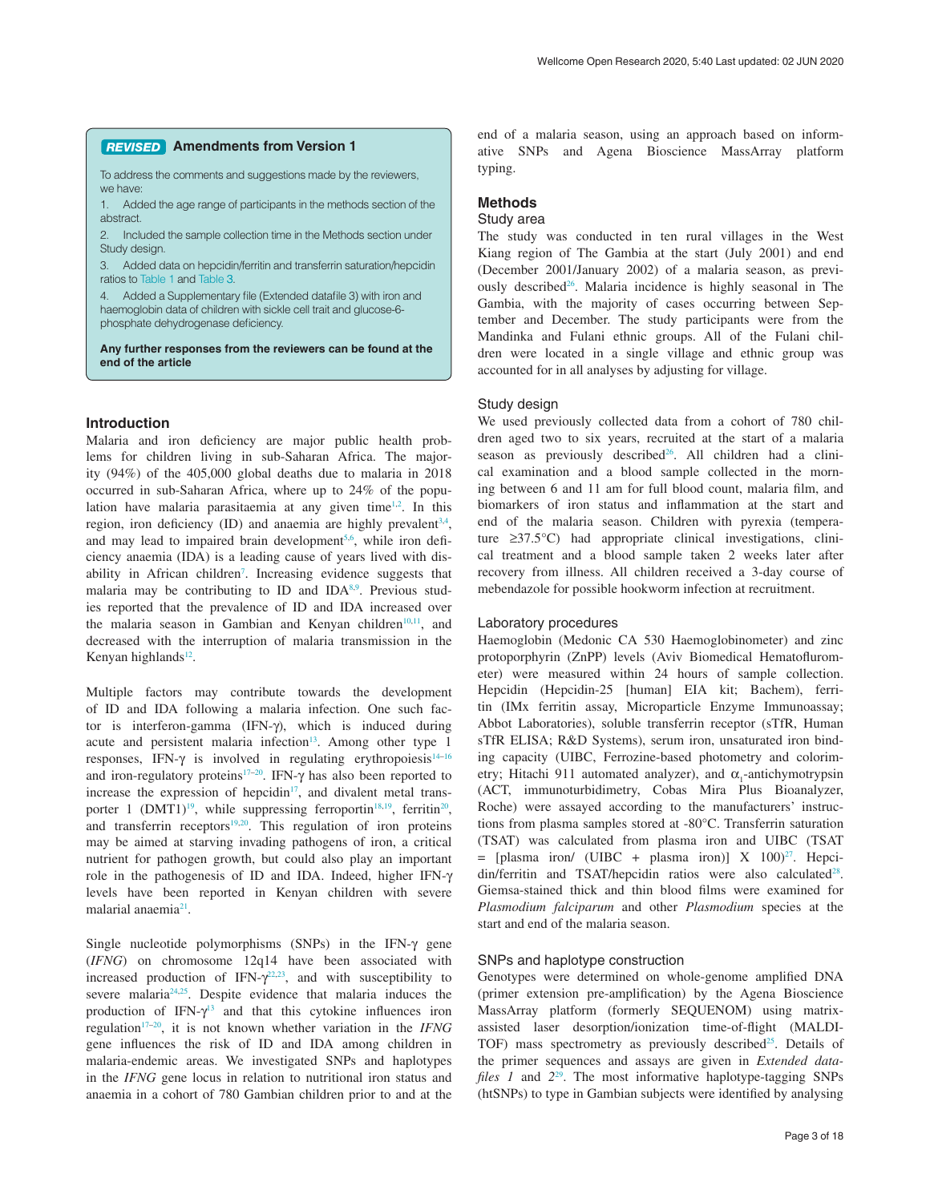**REVISED** **Amendments from Version 1**

To address the comments and suggestions made by the reviewers, we have:

1. Added the age range of participants in the methods section of the abstract.
2. Included the sample collection time in the Methods section under Study design.
3. Added data on hepcidin/ferritin and transferrin saturation/hepcidin ratios to Table 1 and Table 3.
4. Added a Supplementary file (Extended datafile 3) with iron and haemoglobin data of children with sickle cell trait and glucose-6-phosphate dehydrogenase deficiency.

**Any further responses from the reviewers can be found at the end of the article**

## Introduction

Malaria and iron deficiency are major public health problems for children living in sub-Saharan Africa. The majority (94%) of the 405,000 global deaths due to malaria in 2018 occurred in sub-Saharan Africa, where up to 24% of the population have malaria parasitaemia at any given time[1,2]. In this region, iron deficiency (ID) and anaemia are highly prevalent[3,4], and may lead to impaired brain development[5,6], while iron deficiency anaemia (IDA) is a leading cause of years lived with disability in African children[7]. Increasing evidence suggests that malaria may be contributing to ID and IDA[8,9]. Previous studies reported that the prevalence of ID and IDA increased over the malaria season in Gambian and Kenyan children[10,11], and decreased with the interruption of malaria transmission in the Kenyan highlands[12].

Multiple factors may contribute towards the development of ID and IDA following a malaria infection. One such factor is interferon-gamma (IFN-γ), which is induced during acute and persistent malaria infection[13]. Among other type 1 responses, IFN-γ is involved in regulating erythropoiesis[14–16] and iron-regulatory proteins[17–20]. IFN-γ has also been reported to increase the expression of hepcidin[17], and divalent metal transporter 1 (DMT1)[19], while suppressing ferroportin[18,19], ferritin[20], and transferrin receptors[19,20]. This regulation of iron proteins may be aimed at starving invading pathogens of iron, a critical nutrient for pathogen growth, but could also play an important role in the pathogenesis of ID and IDA. Indeed, higher IFN-γ levels have been reported in Kenyan children with severe malarial anaemia[21].

Single nucleotide polymorphisms (SNPs) in the IFN-γ gene (*IFNG*) on chromosome 12q14 have been associated with increased production of IFN-γ[22,23], and with susceptibility to severe malaria[24,25]. Despite evidence that malaria induces the production of IFN-γ[13] and that this cytokine influences iron regulation[17–20], it is not known whether variation in the *IFNG* gene influences the risk of ID and IDA among children in malaria-endemic areas. We investigated SNPs and haplotypes in the *IFNG* gene locus in relation to nutritional iron status and anaemia in a cohort of 780 Gambian children prior to and at the end of a malaria season, using an approach based on informative SNPs and Agena Bioscience MassArray platform typing.

## Methods

### Study area

The study was conducted in ten rural villages in the West Kiang region of The Gambia at the start (July 2001) and end (December 2001/January 2002) of a malaria season, as previously described[26]. Malaria incidence is highly seasonal in The Gambia, with the majority of cases occurring between September and December. The study participants were from the Mandinka and Fulani ethnic groups. All of the Fulani children were located in a single village and ethnic group was accounted for in all analyses by adjusting for village.

### Study design

We used previously collected data from a cohort of 780 children aged two to six years, recruited at the start of a malaria season as previously described[26]. All children had a clinical examination and a blood sample collected in the morning between 6 and 11 am for full blood count, malaria film, and biomarkers of iron status and inflammation at the start and end of the malaria season. Children with pyrexia (temperature ≥37.5°C) had appropriate clinical investigations, clinical treatment and a blood sample taken 2 weeks later after recovery from illness. All children received a 3-day course of mebendazole for possible hookworm infection at recruitment.

### Laboratory procedures

Haemoglobin (Medonic CA 530 Haemoglobinometer) and zinc protoporphyrin (ZnPP) levels (Aviv Biomedical Hematofluorometer) were measured within 24 hours of sample collection. Hepcidin (Hepcidin-25 [human] EIA kit; Bachem), ferritin (IMx ferritin assay, Microparticle Enzyme Immunoassay; Abbot Laboratories), soluble transferrin receptor (sTfR, Human sTfR ELISA; R&D Systems), serum iron, unsaturated iron binding capacity (UIBC, Ferrozine-based photometry and colorimetry; Hitachi 911 automated analyzer), and $\alpha_1$-antichymotrypsin (ACT, immunoturbidimetry, Cobas Mira Plus Bioanalyzer, Roche) were assayed according to the manufacturers' instructions from plasma samples stored at -80°C. Transferrin saturation (TSAT) was calculated from plasma iron and UIBC (TSAT = [plasma iron/ (UIBC + plasma iron)] X 100)[27]. Hepcidin/ferritin and TSAT/hepcidin ratios were also calculated[28]. Giemsa-stained thick and thin blood films were examined for *Plasmodium falciparum* and other *Plasmodium* species at the start and end of the malaria season.

### SNPs and haplotype construction

Genotypes were determined on whole-genome amplified DNA (primer extension pre-amplification) by the Agena Bioscience MassArray platform (formerly SEQUENOM) using matrix-assisted laser desorption/ionization time-of-flight (MALDI-TOF) mass spectrometry as previously described[25]. Details of the primer sequences and assays are given in *Extended datafiles 1* and *2*[29]. The most informative haplotype-tagging SNPs (htSNPs) to type in Gambian subjects were identified by analysing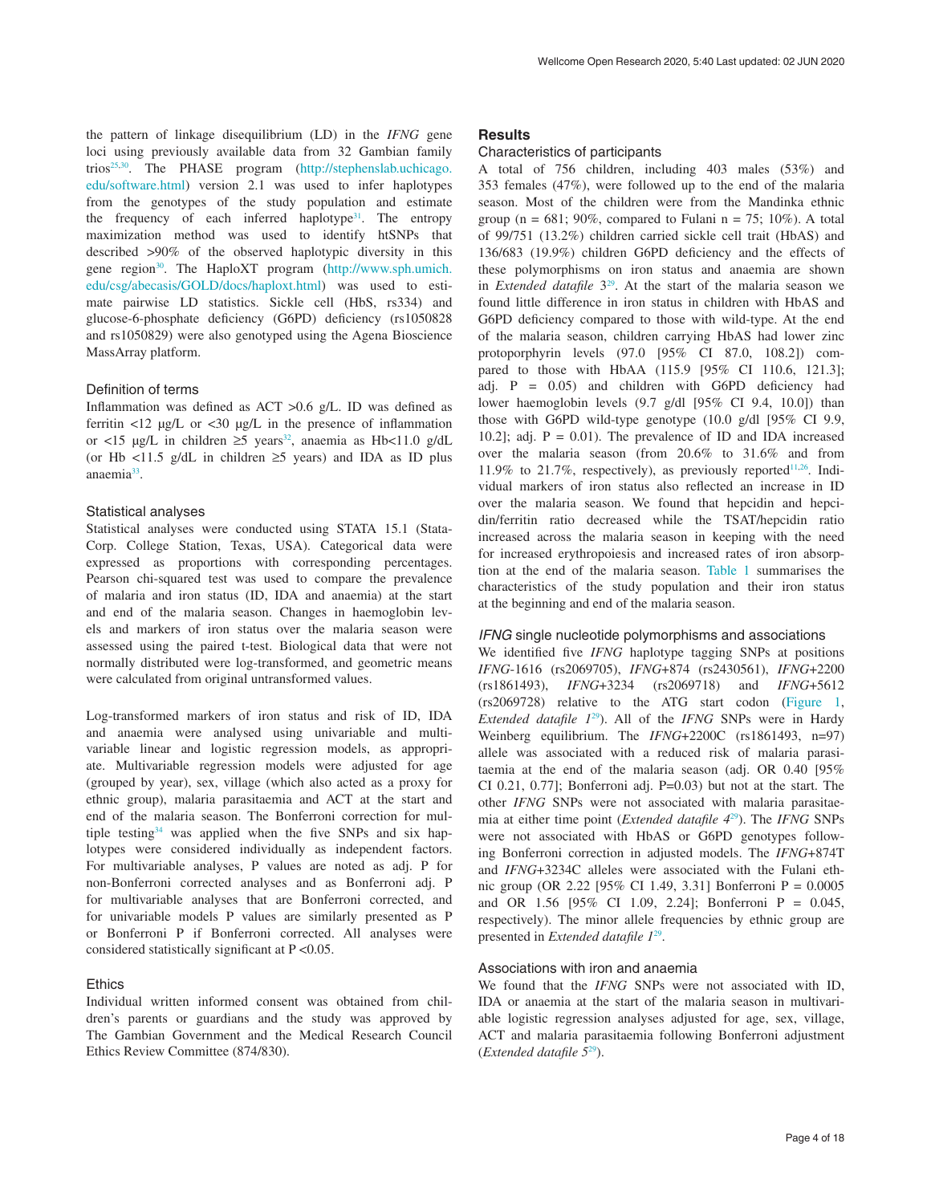the pattern of linkage disequilibrium (LD) in the *IFNG* gene loci using previously available data from 32 Gambian family trios[25,30]. The PHASE program (http://stephenslab.uchicago.edu/software.html) version 2.1 was used to infer haplotypes from the genotypes of the study population and estimate the frequency of each inferred haplotype[31]. The entropy maximization method was used to identify htSNPs that described >90% of the observed haplotypic diversity in this gene region[30]. The HaploXT program (http://www.sph.umich.edu/csg/abecasis/GOLD/docs/haploxt.html) was used to estimate pairwise LD statistics. Sickle cell (HbS, rs334) and glucose-6-phosphate deficiency (G6PD) deficiency (rs1050828 and rs1050829) were also genotyped using the Agena Bioscience MassArray platform.

### Definition of terms

Inflammation was defined as ACT >0.6 g/L. ID was defined as ferritin <12 μg/L or <30 μg/L in the presence of inflammation or <15 μg/L in children ≥5 years[32], anaemia as Hb<11.0 g/dL (or Hb <11.5 g/dL in children ≥5 years) and IDA as ID plus anaemia[33].

### Statistical analyses

Statistical analyses were conducted using STATA 15.1 (Stata-Corp. College Station, Texas, USA). Categorical data were expressed as proportions with corresponding percentages. Pearson chi-squared test was used to compare the prevalence of malaria and iron status (ID, IDA and anaemia) at the start and end of the malaria season. Changes in haemoglobin levels and markers of iron status over the malaria season were assessed using the paired t-test. Biological data that were not normally distributed were log-transformed, and geometric means were calculated from original untransformed values.

Log-transformed markers of iron status and risk of ID, IDA and anaemia were analysed using univariable and multivariable linear and logistic regression models, as appropriate. Multivariable regression models were adjusted for age (grouped by year), sex, village (which also acted as a proxy for ethnic group), malaria parasitaemia and ACT at the start and end of the malaria season. The Bonferroni correction for multiple testing[34] was applied when the five SNPs and six haplotypes were considered individually as independent factors. For multivariable analyses, P values are noted as adj. P for non-Bonferroni corrected analyses and as Bonferroni adj. P for multivariable analyses that are Bonferroni corrected, and for univariable models P values are similarly presented as P or Bonferroni P if Bonferroni corrected. All analyses were considered statistically significant at P <0.05.

### Ethics

Individual written informed consent was obtained from children's parents or guardians and the study was approved by The Gambian Government and the Medical Research Council Ethics Review Committee (874/830).

## Results

### Characteristics of participants

A total of 756 children, including 403 males (53%) and 353 females (47%), were followed up to the end of the malaria season. Most of the children were from the Mandinka ethnic group (n = 681; 90%, compared to Fulani n = 75; 10%). A total of 99/751 (13.2%) children carried sickle cell trait (HbAS) and 136/683 (19.9%) children G6PD deficiency and the effects of these polymorphisms on iron status and anaemia are shown in *Extended datafile* 3[29]. At the start of the malaria season we found little difference in iron status in children with HbAS and G6PD deficiency compared to those with wild-type. At the end of the malaria season, children carrying HbAS had lower zinc protoporphyrin levels (97.0 [95% CI 87.0, 108.2]) compared to those with HbAA (115.9 [95% CI 110.6, 121.3]; adj. P = 0.05) and children with G6PD deficiency had lower haemoglobin levels (9.7 g/dl [95% CI 9.4, 10.0]) than those with G6PD wild-type genotype (10.0 g/dl [95% CI 9.9, 10.2]; adj. P = 0.01). The prevalence of ID and IDA increased over the malaria season (from 20.6% to 31.6% and from 11.9% to 21.7%, respectively), as previously reported[11,26]. Individual markers of iron status also reflected an increase in ID over the malaria season. We found that hepcidin and hepcidin/ferritin ratio decreased while the TSAT/hepcidin ratio increased across the malaria season in keeping with the need for increased erythropoiesis and increased rates of iron absorption at the end of the malaria season. Table 1 summarises the characteristics of the study population and their iron status at the beginning and end of the malaria season.

### *IFNG* single nucleotide polymorphisms and associations

We identified five *IFNG* haplotype tagging SNPs at positions *IFNG*-1616 (rs2069705), *IFNG*+874 (rs2430561), *IFNG*+2200 (rs1861493), *IFNG*+3234 (rs2069718) and *IFNG*+5612 (rs2069728) relative to the ATG start codon (Figure 1, *Extended datafile 1*[29]). All of the *IFNG* SNPs were in Hardy Weinberg equilibrium. The *IFNG*+2200C (rs1861493, n=97) allele was associated with a reduced risk of malaria parasitaemia at the end of the malaria season (adj. OR 0.40 [95% CI 0.21, 0.77]; Bonferroni adj. P=0.03) but not at the start. The other *IFNG* SNPs were not associated with malaria parasitaemia at either time point (*Extended datafile 4*[29]). The *IFNG* SNPs were not associated with HbAS or G6PD genotypes following Bonferroni correction in adjusted models. The *IFNG*+874T and *IFNG*+3234C alleles were associated with the Fulani ethnic group (OR 2.22 [95% CI 1.49, 3.31] Bonferroni P = 0.0005 and OR 1.56 [95% CI 1.09, 2.24]; Bonferroni P = 0.045, respectively). The minor allele frequencies by ethnic group are presented in *Extended datafile 1*[29].

### Associations with iron and anaemia

We found that the *IFNG* SNPs were not associated with ID, IDA or anaemia at the start of the malaria season in multivariable logistic regression analyses adjusted for age, sex, village, ACT and malaria parasitaemia following Bonferroni adjustment (*Extended datafile 5*[29]).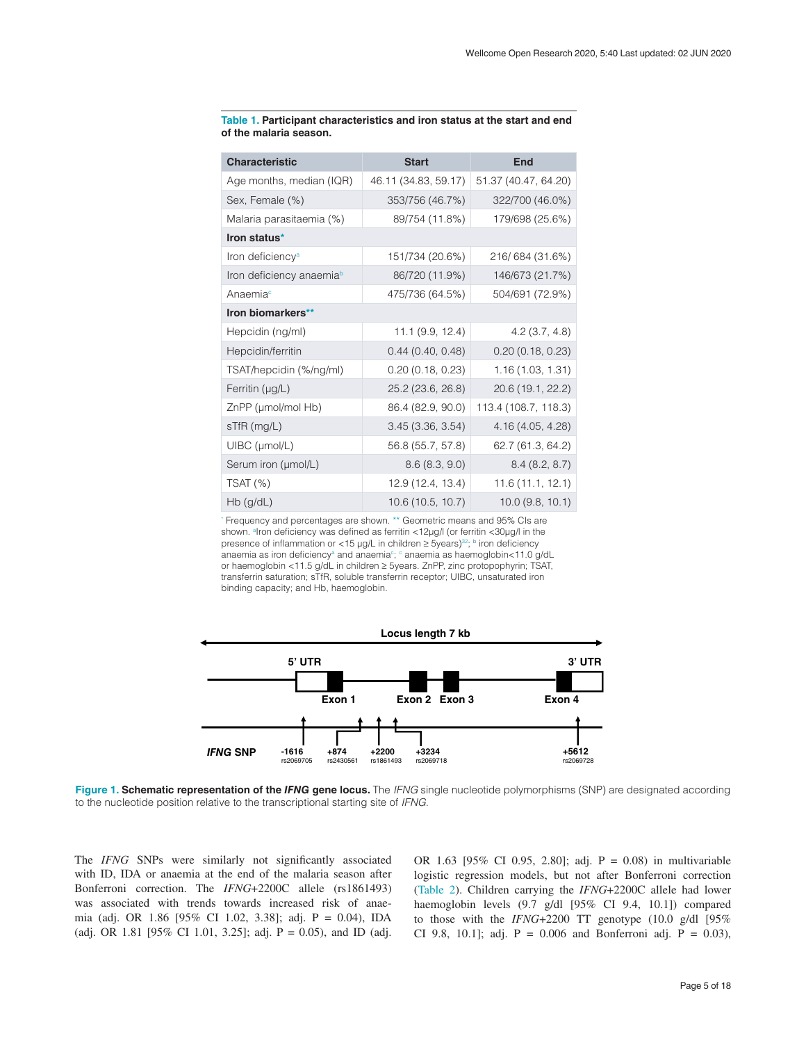**Table 1. Participant characteristics and iron status at the start and end of the malaria season.**

| Characteristic | Start | End |
|---|---|---|
| Age months, median (IQR) | 46.11 (34.83, 59.17) | 51.37 (40.47, 64.20) |
| Sex, Female (%) | 353/756 (46.7%) | 322/700 (46.0%) |
| Malaria parasitaemia (%) | 89/754 (11.8%) | 179/698 (25.6%) |
| **Iron status*** | | |
| Iron deficiency[a] | 151/734 (20.6%) | 216/ 684 (31.6%) |
| Iron deficiency anaemia[b] | 86/720 (11.9%) | 146/673 (21.7%) |
| Anaemia[c] | 475/736 (64.5%) | 504/691 (72.9%) |
| **Iron biomarkers**** | | |
| Hepcidin (ng/ml) | 11.1 (9.9, 12.4) | 4.2 (3.7, 4.8) |
| Hepcidin/ferritin | 0.44 (0.40, 0.48) | 0.20 (0.18, 0.23) |
| TSAT/hepcidin (%/ng/ml) | 0.20 (0.18, 0.23) | 1.16 (1.03, 1.31) |
| Ferritin (µg/L) | 25.2 (23.6, 26.8) | 20.6 (19.1, 22.2) |
| ZnPP (µmol/mol Hb) | 86.4 (82.9, 90.0) | 113.4 (108.7, 118.3) |
| sTfR (mg/L) | 3.45 (3.36, 3.54) | 4.16 (4.05, 4.28) |
| UIBC (µmol/L) | 56.8 (55.7, 57.8) | 62.7 (61.3, 64.2) |
| Serum iron (µmol/L) | 8.6 (8.3, 9.0) | 8.4 (8.2, 8.7) |
| TSAT (%) | 12.9 (12.4, 13.4) | 11.6 (11.1, 12.1) |
| Hb (g/dL) | 10.6 (10.5, 10.7) | 10.0 (9.8, 10.1) |

* Frequency and percentages are shown. ** Geometric means and 95% CIs are shown. [a]Iron deficiency was defined as ferritin <12µg/l (or ferritin <30µg/l in the presence of inflammation or <15 µg/L in children ≥ 5years)[32]; [b] iron deficiency anaemia as iron deficiency[a] and anaemia[c]; [c] anaemia as haemoglobin<11.0 g/dL or haemoglobin <11.5 g/dL in children ≥ 5years. ZnPP, zinc protopophyrin; TSAT, transferrin saturation; sTfR, soluble transferrin receptor; UIBC, unsaturated iron binding capacity; and Hb, haemoglobin.

**Figure 1. Schematic representation of the *IFNG* gene locus.** The *IFNG* single nucleotide polymorphisms (SNP) are designated according to the nucleotide position relative to the transcriptional starting site of *IFNG*.

The *IFNG* SNPs were similarly not significantly associated with ID, IDA or anaemia at the end of the malaria season after Bonferroni correction. The *IFNG*+2200C allele (rs1861493) was associated with trends towards increased risk of anaemia (adj. OR 1.86 [95% CI 1.02, 3.38]; adj. P = 0.04), IDA (adj. OR 1.81 [95% CI 1.01, 3.25]; adj. P = 0.05), and ID (adj. OR 1.63 [95% CI 0.95, 2.80]; adj. P = 0.08) in multivariable logistic regression models, but not after Bonferroni correction (Table 2). Children carrying the *IFNG*+2200C allele had lower haemoglobin levels (9.7 g/dl [95% CI 9.4, 10.1]) compared to those with the *IFNG*+2200 TT genotype (10.0 g/dl [95% CI 9.8, 10.1]; adj. P = 0.006 and Bonferroni adj. P = 0.03),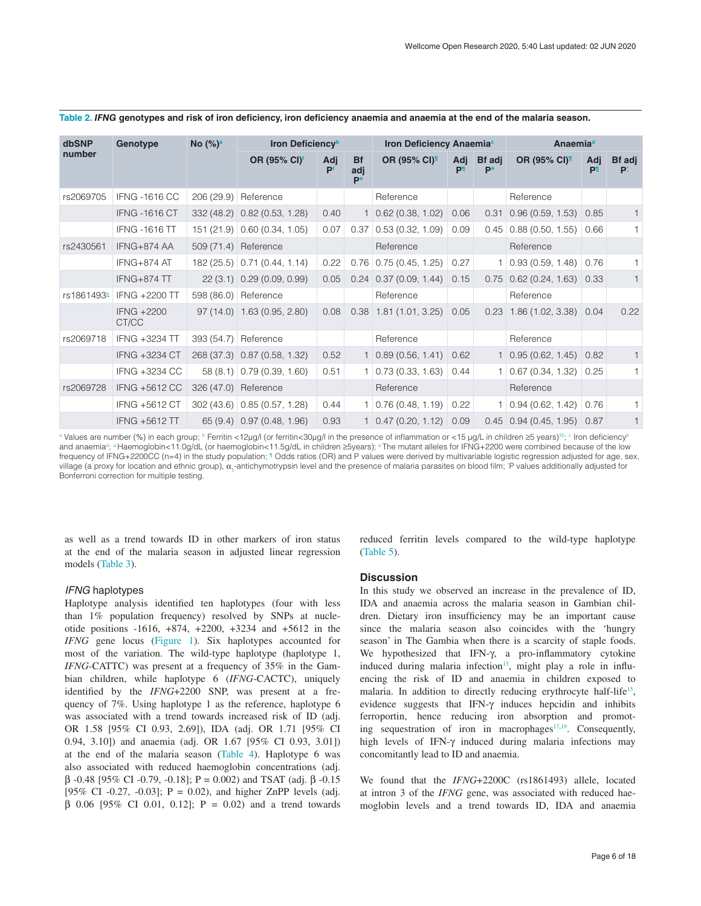**Table 2.** ***IFNG*** **genotypes and risk of iron deficiency, iron deficiency anaemia and anaemia at the end of the malaria season.**

| dbSNP number | Genotype | No (%)[a] | Iron Deficiency[b] | | | Iron Deficiency Anaemia[c] | | | Anaemia[d] | | |
|---|---|---|---|---|---|---|---|---|---|---|---|
| | | | OR (95% CI)[¶] | Adj P[¶] | Bf adj P[*] | OR (95% CI)[¶] | Adj P[¶] | Bf adj P[*] | OR (95% CI)[¶] | Adj P[¶] | Bf adj P[*] |
| rs2069705 | IFNG -1616 CC | 206 (29.9) | Reference | | | Reference | | | Reference | | |
| | IFNG -1616 CT | 332 (48.2) | 0.82 (0.53, 1.28) | 0.40 | 1 | 0.62 (0.38, 1.02) | 0.06 | 0.31 | 0.96 (0.59, 1.53) | 0.85 | 1 |
| | IFNG -1616 TT | 151 (21.9) | 0.60 (0.34, 1.05) | 0.07 | 0.37 | 0.53 (0.32, 1.09) | 0.09 | 0.45 | 0.88 (0.50, 1.55) | 0.66 | 1 |
| rs2430561 | IFNG+874 AA | 509 (71.4) | Reference | | | Reference | | | Reference | | |
| | IFNG+874 AT | 182 (25.5) | 0.71 (0.44, 1.14) | 0.22 | 0.76 | 0.75 (0.45, 1.25) | 0.27 | 1 | 0.93 (0.59, 1.48) | 0.76 | 1 |
| | IFNG+874 TT | 22 (3.1) | 0.29 (0.09, 0.99) | 0.05 | 0.24 | 0.37 (0.09, 1.44) | 0.15 | 0.75 | 0.62 (0.24, 1.63) | 0.33 | 1 |
| rs1861493[e] | IFNG +2200 TT | 598 (86.0) | Reference | | | Reference | | | Reference | | |
| | IFNG +2200 CT/CC | 97 (14.0) | 1.63 (0.95, 2.80) | 0.08 | 0.38 | 1.81 (1.01, 3.25) | 0.05 | 0.23 | 1.86 (1.02, 3.38) | 0.04 | 0.22 |
| rs2069718 | IFNG +3234 TT | 393 (54.7) | Reference | | | Reference | | | Reference | | |
| | IFNG +3234 CT | 268 (37.3) | 0.87 (0.58, 1.32) | 0.52 | 1 | 0.89 (0.56, 1.41) | 0.62 | 1 | 0.95 (0.62, 1.45) | 0.82 | 1 |
| | IFNG +3234 CC | 58 (8.1) | 0.79 (0.39, 1.60) | 0.51 | 1 | 0.73 (0.33, 1.63) | 0.44 | 1 | 0.67 (0.34, 1.32) | 0.25 | 1 |
| rs2069728 | IFNG +5612 CC | 326 (47.0) | Reference | | | Reference | | | Reference | | |
| | IFNG +5612 CT | 302 (43.6) | 0.85 (0.57, 1.28) | 0.44 | 1 | 0.76 (0.48, 1.19) | 0.22 | 1 | 0.94 (0.62, 1.42) | 0.76 | 1 |
| | IFNG +5612 TT | 65 (9.4) | 0.97 (0.48, 1.96) | 0.93 | 1 | 0.47 (0.20, 1.12) | 0.09 | 0.45 | 0.94 (0.45, 1.95) | 0.87 | 1 |

[a] Values are number (%) in each group; [b] Ferritin <12μg/l (or ferritin<30μg/l in the presence of inflammation or <15 μg/L in children ≥5 years)[32]; [c] Iron deficiency[b] and anaemia[d]; [d] Haemoglobin<11.0g/dL (or haemoglobin<11.5g/dL in children ≥5years); [e] The mutant alleles for IFNG+2200 were combined because of the low frequency of IFNG+2200CC (n=4) in the study population; [¶] Odds ratios (OR) and P values were derived by multivariable logistic regression adjusted for age, sex, village (a proxy for location and ethnic group), $\alpha_1$-antichymotrypsin level and the presence of malaria parasites on blood film; [*] P values additionally adjusted for Bonferroni correction for multiple testing.

as well as a trend towards ID in other markers of iron status at the end of the malaria season in adjusted linear regression models (Table 3).

### *IFNG* haplotypes

Haplotype analysis identified ten haplotypes (four with less than 1% population frequency) resolved by SNPs at nucleotide positions -1616, +874, +2200, +3234 and +5612 in the *IFNG* gene locus (Figure 1). Six haplotypes accounted for most of the variation. The wild-type haplotype (haplotype 1, *IFNG*-CATTC) was present at a frequency of 35% in the Gambian children, while haplotype 6 (*IFNG*-CACTC), uniquely identified by the *IFNG*+2200 SNP, was present at a frequency of 7%. Using haplotype 1 as the reference, haplotype 6 was associated with a trend towards increased risk of ID (adj. OR 1.58 [95% CI 0.93, 2.69]), IDA (adj. OR 1.71 [95% CI 0.94, 3.10]) and anaemia (adj. OR 1.67 [95% CI 0.93, 3.01]) at the end of the malaria season (Table 4). Haplotype 6 was also associated with reduced haemoglobin concentrations (adj. β -0.48 [95% CI -0.79, -0.18]; P = 0.002) and TSAT (adj. β -0.15 [95% CI -0.27, -0.03]; P = 0.02), and higher ZnPP levels (adj. β 0.06 [95% CI 0.01, 0.12]; P = 0.02) and a trend towards reduced ferritin levels compared to the wild-type haplotype (Table 5).

## Discussion

In this study we observed an increase in the prevalence of ID, IDA and anaemia across the malaria season in Gambian children. Dietary iron insufficiency may be an important cause since the malaria season also coincides with the 'hungry season' in The Gambia when there is a scarcity of staple foods. We hypothesized that IFN-γ, a pro-inflammatory cytokine induced during malaria infection[13], might play a role in influencing the risk of ID and anaemia in children exposed to malaria. In addition to directly reducing erythrocyte half-life[15], evidence suggests that IFN-γ induces hepcidin and inhibits ferroportin, hence reducing iron absorption and promoting sequestration of iron in macrophages[17,19]. Consequently, high levels of IFN-γ induced during malaria infections may concomitantly lead to ID and anaemia.

We found that the *IFNG*+2200C (rs1861493) allele, located at intron 3 of the *IFNG* gene, was associated with reduced haemoglobin levels and a trend towards ID, IDA and anaemia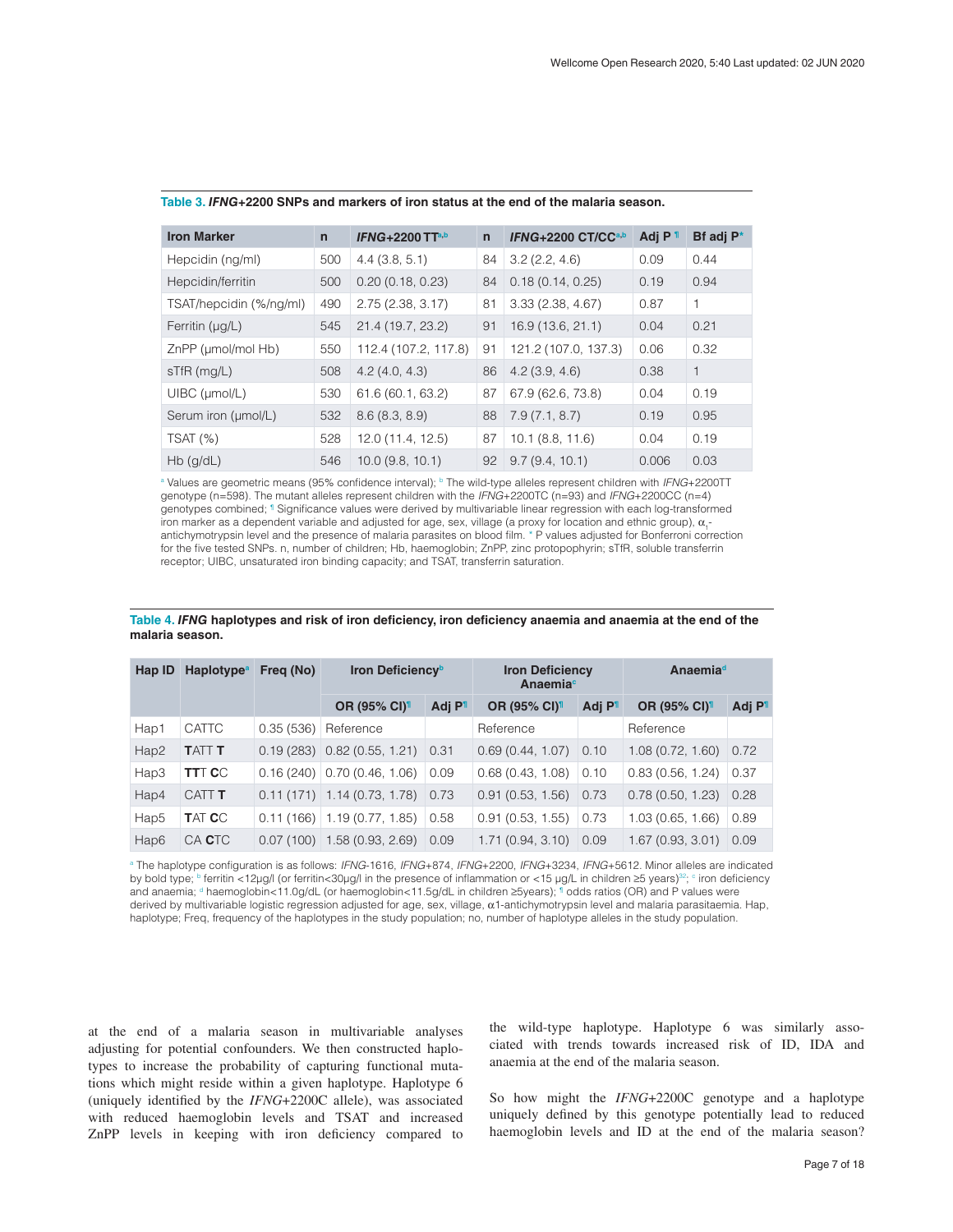**Table 3.** ***IFNG*+2200 SNPs and markers of iron status at the end of the malaria season.**

| Iron Marker | n | *IFNG*+2200 TT[a,b] | n | *IFNG*+2200 CT/CC[a,b] | Adj P [¶] | Bf adj P[*] |
|---|---|---|---|---|---|---|
| Hepcidin (ng/ml) | 500 | 4.4 (3.8, 5.1) | 84 | 3.2 (2.2, 4.6) | 0.09 | 0.44 |
| Hepcidin/ferritin | 500 | 0.20 (0.18, 0.23) | 84 | 0.18 (0.14, 0.25) | 0.19 | 0.94 |
| TSAT/hepcidin (%/ng/ml) | 490 | 2.75 (2.38, 3.17) | 81 | 3.33 (2.38, 4.67) | 0.87 | 1 |
| Ferritin (μg/L) | 545 | 21.4 (19.7, 23.2) | 91 | 16.9 (13.6, 21.1) | 0.04 | 0.21 |
| ZnPP (μmol/mol Hb) | 550 | 112.4 (107.2, 117.8) | 91 | 121.2 (107.0, 137.3) | 0.06 | 0.32 |
| sTfR (mg/L) | 508 | 4.2 (4.0, 4.3) | 86 | 4.2 (3.9, 4.6) | 0.38 | 1 |
| UIBC (μmol/L) | 530 | 61.6 (60.1, 63.2) | 87 | 67.9 (62.6, 73.8) | 0.04 | 0.19 |
| Serum iron (μmol/L) | 532 | 8.6 (8.3, 8.9) | 88 | 7.9 (7.1, 8.7) | 0.19 | 0.95 |
| TSAT (%) | 528 | 12.0 (11.4, 12.5) | 87 | 10.1 (8.8, 11.6) | 0.04 | 0.19 |
| Hb (g/dL) | 546 | 10.0 (9.8, 10.1) | 92 | 9.7 (9.4, 10.1) | 0.006 | 0.03 |

[a] Values are geometric means (95% confidence interval); [b] The wild-type alleles represent children with *IFNG*+2200TT genotype (n=598). The mutant alleles represent children with the *IFNG*+2200TC (n=93) and *IFNG*+2200CC (n=4) genotypes combined; [¶] Significance values were derived by multivariable linear regression with each log-transformed iron marker as a dependent variable and adjusted for age, sex, village (a proxy for location and ethnic group), $\alpha_1$-antichymotrypsin level and the presence of malaria parasites on blood film. [*] P values adjusted for Bonferroni correction for the five tested SNPs. n, number of children; Hb, haemoglobin; ZnPP, zinc protopophyrin; sTfR, soluble transferrin receptor; UIBC, unsaturated iron binding capacity; and TSAT, transferrin saturation.

**Table 4.** ***IFNG* haplotypes and risk of iron deficiency, iron deficiency anaemia and anaemia at the end of the malaria season.**

| Hap ID | Haplotype[a] | Freq (No) | Iron Deficiency[b] | | Iron Deficiency Anaemia[c] | | Anaemia[d] | |
|---|---|---|---|---|---|---|---|---|
| | | | OR (95% CI)[¶] | Adj P[¶] | OR (95% CI)[¶] | Adj P[¶] | OR (95% CI)[¶] | Adj P[¶] |
| Hap1 | CATTC | 0.35 (536) | Reference | | Reference | | Reference | |
| Hap2 | **T**ATT **T** | 0.19 (283) | 0.82 (0.55, 1.21) | 0.31 | 0.69 (0.44, 1.07) | 0.10 | 1.08 (0.72, 1.60) | 0.72 |
| Hap3 | **TT**T **C**C | 0.16 (240) | 0.70 (0.46, 1.06) | 0.09 | 0.68 (0.43, 1.08) | 0.10 | 0.83 (0.56, 1.24) | 0.37 |
| Hap4 | CATT **T** | 0.11 (171) | 1.14 (0.73, 1.78) | 0.73 | 0.91 (0.53, 1.56) | 0.73 | 0.78 (0.50, 1.23) | 0.28 |
| Hap5 | **T**AT **C**C | 0.11 (166) | 1.19 (0.77, 1.85) | 0.58 | 0.91 (0.53, 1.55) | 0.73 | 1.03 (0.65, 1.66) | 0.89 |
| Hap6 | CA **C**TC | 0.07 (100) | 1.58 (0.93, 2.69) | 0.09 | 1.71 (0.94, 3.10) | 0.09 | 1.67 (0.93, 3.01) | 0.09 |

[a] The haplotype configuration is as follows: *IFNG*-1616, *IFNG*+874, *IFNG*+2200, *IFNG*+3234, *IFNG*+5612. Minor alleles are indicated by bold type; [b] ferritin <12μg/l (or ferritin<30μg/l in the presence of inflammation or <15 μg/L in children ≥5 years)[32]; [c] iron deficiency and anaemia; [d] haemoglobin<11.0g/dL (or haemoglobin<11.5g/dL in children ≥5years); [¶] odds ratios (OR) and P values were derived by multivariable logistic regression adjusted for age, sex, village, α1-antichymotrypsin level and malaria parasitaemia. Hap, haplotype; Freq, frequency of the haplotypes in the study population; no, number of haplotype alleles in the study population.

at the end of a malaria season in multivariable analyses adjusting for potential confounders. We then constructed haplotypes to increase the probability of capturing functional mutations which might reside within a given haplotype. Haplotype 6 (uniquely identified by the *IFNG*+2200C allele), was associated with reduced haemoglobin levels and TSAT and increased ZnPP levels in keeping with iron deficiency compared to the wild-type haplotype. Haplotype 6 was similarly associated with trends towards increased risk of ID, IDA and anaemia at the end of the malaria season.

So how might the *IFNG*+2200C genotype and a haplotype uniquely defined by this genotype potentially lead to reduced haemoglobin levels and ID at the end of the malaria season?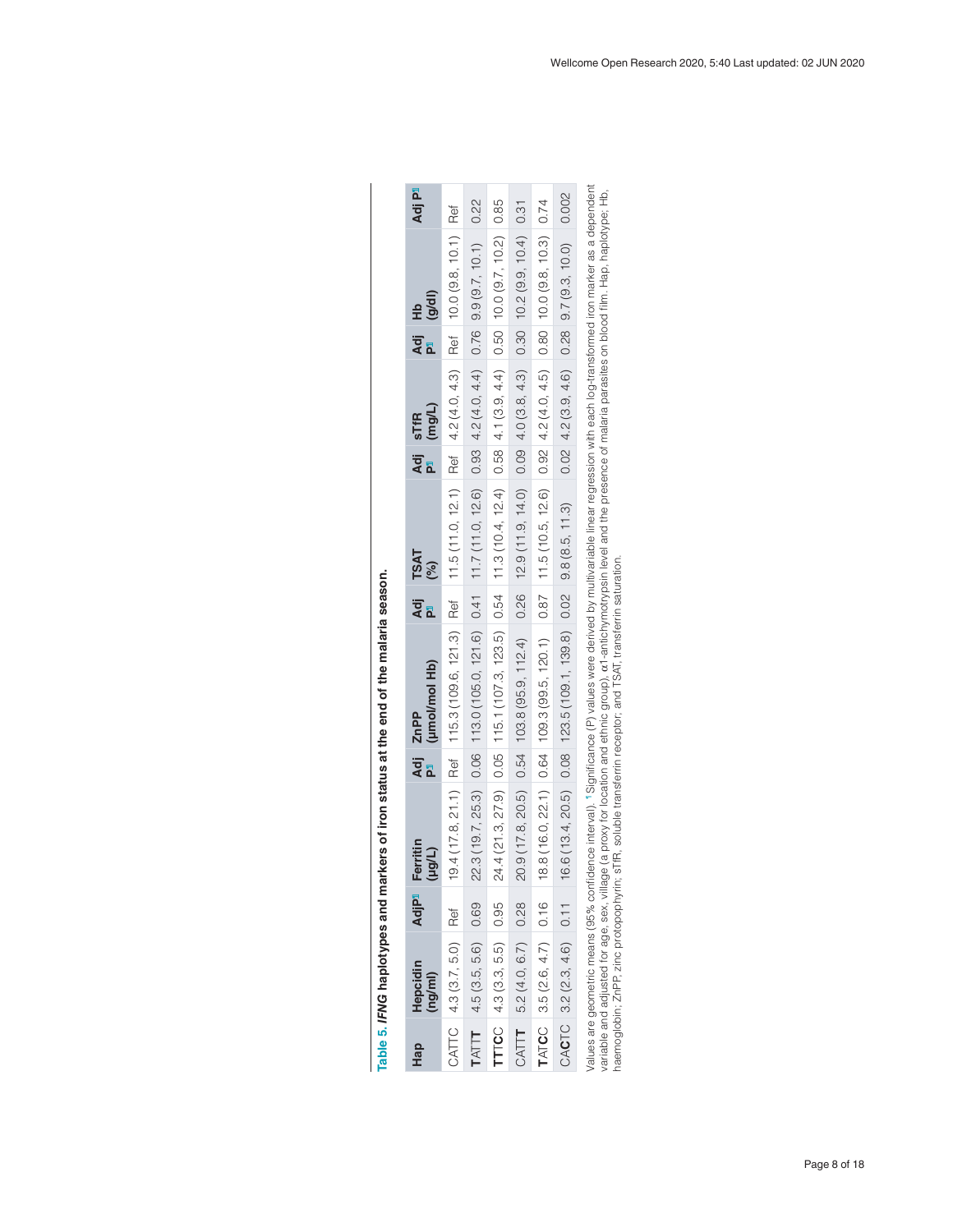**Table 5. *IFNG* haplotypes and markers of iron status at the end of the malaria season.**

| Hap | Hepcidin (ng/ml) | Adj P¶ | Ferritin (µg/L) | Adj P¶ | ZnPP (µmol/mol Hb) | Adj P¶ | TSAT (%) | Adj P¶ | sTfR (mg/L) | Adj P¶ | Hb (g/dl) | Adj P¶ |
|---|---|---|---|---|---|---|---|---|---|---|---|---|
| CATTC | 4.3 (3.7, 5.0) | Ref | 19.4 (17.8, 21.1) | Ref | 115.3 (109.6, 121.3) | Ref | 11.5 (11.0, 12.1) | Ref | 4.2 (4.0, 4.3) | Ref | 10.0 (9.8, 10.1) | Ref |
| **T**AT**T**T | 4.5 (3.5, 5.6) | 0.69 | 22.3 (19.7, 25.3) | 0.06 | 113.0 (105.0, 121.6) | 0.41 | 11.7 (11.0, 12.6) | 0.93 | 4.2 (4.0, 4.4) | 0.76 | 9.9 (9.7, 10.1) | 0.22 |
| **TT**T**C**C | 4.3 (3.3, 5.5) | 0.95 | 24.4 (21.3, 27.9) | 0.05 | 115.1 (107.3, 123.5) | 0.54 | 11.3 (10.4, 12.4) | 0.58 | 4.1 (3.9, 4.4) | 0.50 | 10.0 (9.7, 10.2) | 0.85 |
| CAT**T**T | 5.2 (4.0, 6.7) | 0.28 | 20.9 (17.8, 20.5) | 0.54 | 103.8 (95.9, 112.4) | 0.26 | 12.9 (11.9, 14.0) | 0.09 | 4.0 (3.8, 4.3) | 0.30 | 10.2 (9.9, 10.4) | 0.31 |
| **T**AT**C**C | 3.5 (2.6, 4.7) | 0.16 | 18.8 (16.0, 22.1) | 0.64 | 109.3 (99.5, 120.1) | 0.87 | 11.5 (10.5, 12.6) | 0.92 | 4.2 (4.0, 4.5) | 0.80 | 10.0 (9.8, 10.3) | 0.74 |
| CA**C**TC | 3.2 (2.3, 4.6) | 0.11 | 16.6 (13.4, 20.5) | 0.08 | 123.5 (109.1, 139.8) | 0.02 | 9.8 (8.5, 11.3) | 0.02 | 4.2 (3.9, 4.6) | 0.28 | 9.7 (9.3, 10.0) | 0.002 |

Values are geometric means (95% confidence interval). ¶ Significance (P) values were derived by multivariable linear regression with each log-transformed iron marker as a dependent variable and adjusted for age, sex, village (a proxy for location and ethnic group), α1-antichymotrypsin level and the presence of malaria parasites on blood film. Hap, haplotype; Hb, haemoglobin; ZnPP, zinc protopophyrin; sTfR, soluble transferrin receptor; and TSAT, transferrin saturation.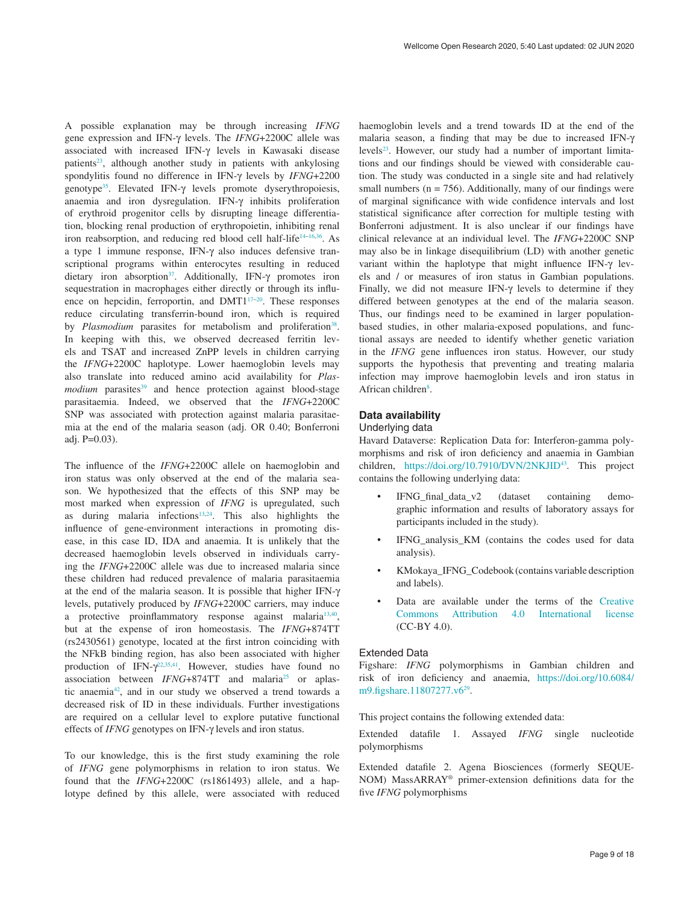A possible explanation may be through increasing *IFNG* gene expression and IFN-γ levels. The *IFNG*+2200C allele was associated with increased IFN-γ levels in Kawasaki disease patients[23], although another study in patients with ankylosing spondylitis found no difference in IFN-γ levels by *IFNG*+2200 genotype[35]. Elevated IFN-γ levels promote dyserythropoiesis, anaemia and iron dysregulation. IFN-γ inhibits proliferation of erythroid progenitor cells by disrupting lineage differentiation, blocking renal production of erythropoietin, inhibiting renal iron reabsorption, and reducing red blood cell half-life[14–16,36]. As a type 1 immune response, IFN-γ also induces defensive transcriptional programs within enterocytes resulting in reduced dietary iron absorption[37]. Additionally, IFN-γ promotes iron sequestration in macrophages either directly or through its influence on hepcidin, ferroportin, and DMT1[17–20]. These responses reduce circulating transferrin-bound iron, which is required by *Plasmodium* parasites for metabolism and proliferation[38]. In keeping with this, we observed decreased ferritin levels and TSAT and increased ZnPP levels in children carrying the *IFNG*+2200C haplotype. Lower haemoglobin levels may also translate into reduced amino acid availability for *Plasmodium* parasites[39] and hence protection against blood-stage parasitaemia. Indeed, we observed that the *IFNG*+2200C SNP was associated with protection against malaria parasitaemia at the end of the malaria season (adj. OR 0.40; Bonferroni adj. P=0.03).

The influence of the *IFNG*+2200C allele on haemoglobin and iron status was only observed at the end of the malaria season. We hypothesized that the effects of this SNP may be most marked when expression of *IFNG* is upregulated, such as during malaria infections[13,24]. This also highlights the influence of gene-environment interactions in promoting disease, in this case ID, IDA and anaemia. It is unlikely that the decreased haemoglobin levels observed in individuals carrying the *IFNG*+2200C allele was due to increased malaria since these children had reduced prevalence of malaria parasitaemia at the end of the malaria season. It is possible that higher IFN-γ levels, putatively produced by *IFNG*+2200C carriers, may induce a protective proinflammatory response against malaria[13,40], but at the expense of iron homeostasis. The *IFNG*+874TT (rs2430561) genotype, located at the first intron coinciding with the NFkB binding region, has also been associated with higher production of IFN-γ[22,35,41]. However, studies have found no association between *IFNG*+874TT and malaria[25] or aplastic anaemia[42], and in our study we observed a trend towards a decreased risk of ID in these individuals. Further investigations are required on a cellular level to explore putative functional effects of *IFNG* genotypes on IFN-γ levels and iron status.

To our knowledge, this is the first study examining the role of *IFNG* gene polymorphisms in relation to iron status. We found that the *IFNG*+2200C (rs1861493) allele, and a haplotype defined by this allele, were associated with reduced haemoglobin levels and a trend towards ID at the end of the malaria season, a finding that may be due to increased IFN-γ levels[23]. However, our study had a number of important limitations and our findings should be viewed with considerable caution. The study was conducted in a single site and had relatively small numbers (n = 756). Additionally, many of our findings were of marginal significance with wide confidence intervals and lost statistical significance after correction for multiple testing with Bonferroni adjustment. It is also unclear if our findings have clinical relevance at an individual level. The *IFNG*+2200C SNP may also be in linkage disequilibrium (LD) with another genetic variant within the haplotype that might influence IFN-γ levels and / or measures of iron status in Gambian populations. Finally, we did not measure IFN-γ levels to determine if they differed between genotypes at the end of the malaria season. Thus, our findings need to be examined in larger population-based studies, in other malaria-exposed populations, and functional assays are needed to identify whether genetic variation in the *IFNG* gene influences iron status. However, our study supports the hypothesis that preventing and treating malaria infection may improve haemoglobin levels and iron status in African children[8].

## Data availability

### Underlying data

Havard Dataverse: Replication Data for: Interferon-gamma polymorphisms and risk of iron deficiency and anaemia in Gambian children, https://doi.org/10.7910/DVN/2NKJID[43]. This project contains the following underlying data:

- IFNG_final_data_v2 (dataset containing demographic information and results of laboratory assays for participants included in the study).
- IFNG_analysis_KM (contains the codes used for data analysis).
- KMokaya_IFNG_Codebook (contains variable description and labels).
- Data are available under the terms of the Creative Commons Attribution 4.0 International license (CC-BY 4.0).

### Extended Data

Figshare: *IFNG* polymorphisms in Gambian children and risk of iron deficiency and anaemia, https://doi.org/10.6084/m9.figshare.11807277.v6[29].

This project contains the following extended data:

Extended datafile 1. Assayed *IFNG* single nucleotide polymorphisms

Extended datafile 2. Agena Biosciences (formerly SEQUENOM) MassARRAY® primer-extension definitions data for the five *IFNG* polymorphisms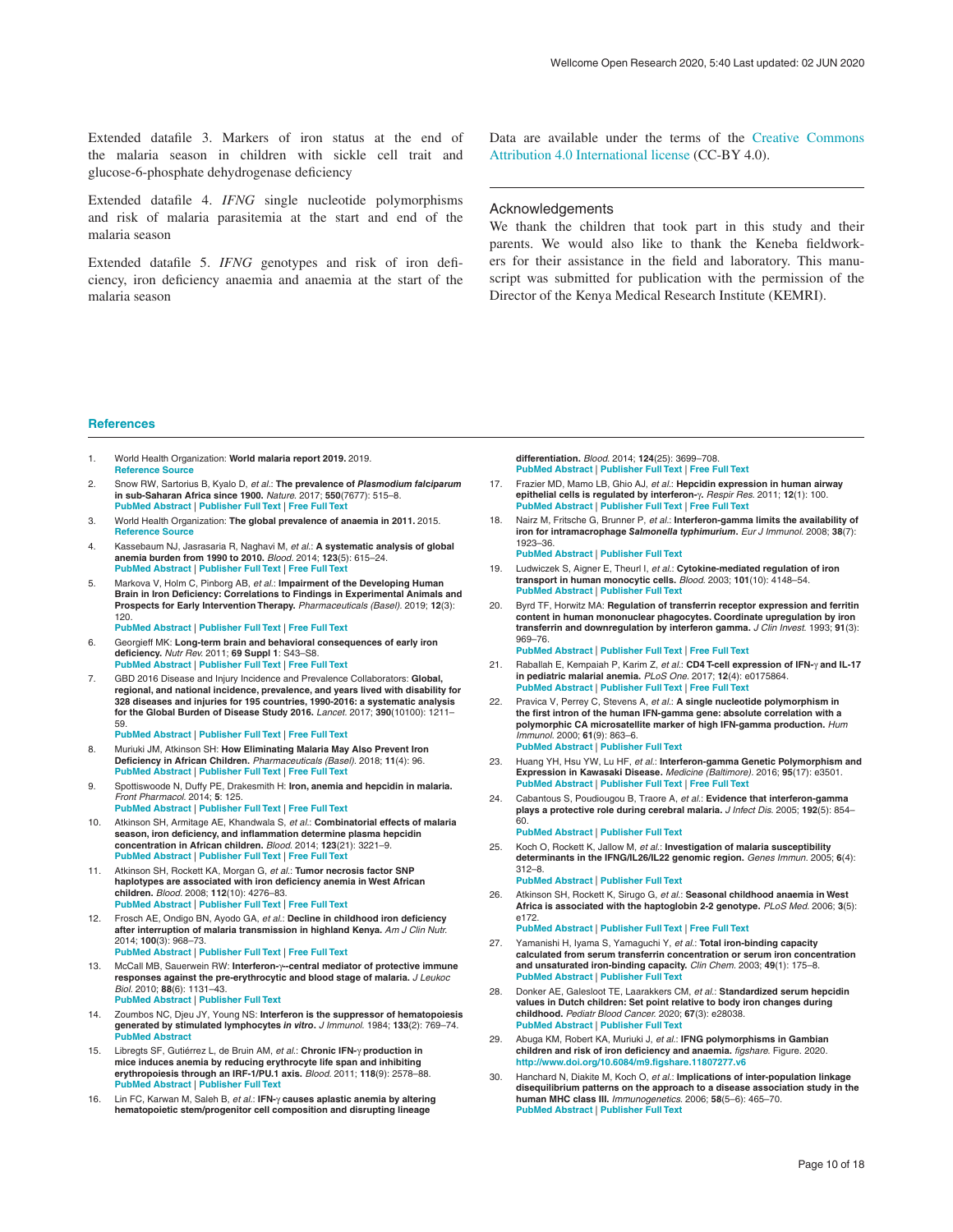Extended datafile 3. Markers of iron status at the end of the malaria season in children with sickle cell trait and glucose-6-phosphate dehydrogenase deficiency

Extended datafile 4. *IFNG* single nucleotide polymorphisms and risk of malaria parasitemia at the start and end of the malaria season

Extended datafile 5. *IFNG* genotypes and risk of iron deficiency, iron deficiency anaemia and anaemia at the start of the malaria season

Data are available under the terms of the Creative Commons Attribution 4.0 International license (CC-BY 4.0).

## Acknowledgements

We thank the children that took part in this study and their parents. We would also like to thank the Keneba fieldworkers for their assistance in the field and laboratory. This manuscript was submitted for publication with the permission of the Director of the Kenya Medical Research Institute (KEMRI).

## References

1. World Health Organization: **World malaria report 2019.** 2019. Reference Source
2. Snow RW, Sartorius B, Kyalo D, *et al.*: **The prevalence of *Plasmodium falciparum* in sub-Saharan Africa since 1900.** *Nature.* 2017; **550**(7677): 515–8. PubMed Abstract | Publisher Full Text | Free Full Text
3. World Health Organization: **The global prevalence of anaemia in 2011.** 2015. Reference Source
4. Kassebaum NJ, Jasrasaria R, Naghavi M, *et al.*: **A systematic analysis of global anemia burden from 1990 to 2010.** *Blood.* 2014; **123**(5): 615–24. PubMed Abstract | Publisher Full Text | Free Full Text
5. Markova V, Holm C, Pinborg AB, *et al.*: **Impairment of the Developing Human Brain in Iron Deficiency: Correlations to Findings in Experimental Animals and Prospects for Early Intervention Therapy.** *Pharmaceuticals (Basel).* 2019; **12**(3): 120. PubMed Abstract | Publisher Full Text | Free Full Text
6. Georgieff MK: **Long-term brain and behavioral consequences of early iron deficiency.** *Nutr Rev.* 2011; **69 Suppl 1**: S43–S8. PubMed Abstract | Publisher Full Text | Free Full Text
7. GBD 2016 Disease and Injury Incidence and Prevalence Collaborators: **Global, regional, and national incidence, prevalence, and years lived with disability for 328 diseases and injuries for 195 countries, 1990-2016: a systematic analysis for the Global Burden of Disease Study 2016.** *Lancet.* 2017; **390**(10100): 1211–59. PubMed Abstract | Publisher Full Text | Free Full Text
8. Muriuki JM, Atkinson SH: **How Eliminating Malaria May Also Prevent Iron Deficiency in African Children.** *Pharmaceuticals (Basel).* 2018; **11**(4): 96. PubMed Abstract | Publisher Full Text | Free Full Text
9. Spottiswoode N, Duffy PE, Drakesmith H: **Iron, anemia and hepcidin in malaria.** *Front Pharmacol.* 2014; **5**: 125. PubMed Abstract | Publisher Full Text | Free Full Text
10. Atkinson SH, Armitage AE, Khandwala S, *et al.*: **Combinatorial effects of malaria season, iron deficiency, and inflammation determine plasma hepcidin concentration in African children.** *Blood.* 2014; **123**(21): 3221–9. PubMed Abstract | Publisher Full Text | Free Full Text
11. Atkinson SH, Rockett KA, Morgan G, *et al.*: **Tumor necrosis factor SNP haplotypes are associated with iron deficiency anemia in West African children.** *Blood.* 2008; **112**(10): 4276–83. PubMed Abstract | Publisher Full Text | Free Full Text
12. Frosch AE, Ondigo BN, Ayodo GA, *et al.*: **Decline in childhood iron deficiency after interruption of malaria transmission in highland Kenya.** *Am J Clin Nutr.* 2014; **100**(3): 968–73. PubMed Abstract | Publisher Full Text | Free Full Text
13. McCall MB, Sauerwein RW: **Interferon-γ--central mediator of protective immune responses against the pre-erythrocytic and blood stage of malaria.** *J Leukoc Biol.* 2010; **88**(6): 1131–43. PubMed Abstract | Publisher Full Text
14. Zoumbos NC, Djeu JY, Young NS: **Interferon is the suppressor of hematopoiesis generated by stimulated lymphocytes *in vitro*.** *J Immunol.* 1984; **133**(2): 769–74. PubMed Abstract
15. Libregts SF, Gutiérrez L, de Bruin AM, *et al.*: **Chronic IFN-γ production in mice induces anemia by reducing erythrocyte life span and inhibiting erythropoiesis through an IRF-1/PU.1 axis.** *Blood.* 2011; **118**(9): 2578–88. PubMed Abstract | Publisher Full Text
16. Lin FC, Karwan M, Saleh B, *et al.*: **IFN-γ causes aplastic anemia by altering hematopoietic stem/progenitor cell composition and disrupting lineage differentiation.** *Blood.* 2014; **124**(25): 3699–708. PubMed Abstract | Publisher Full Text | Free Full Text
17. Frazier MD, Mamo LB, Ghio AJ, *et al.*: **Hepcidin expression in human airway epithelial cells is regulated by interferon-γ.** *Respir Res.* 2011; **12**(1): 100. PubMed Abstract | Publisher Full Text | Free Full Text
18. Nairz M, Fritsche G, Brunner P, *et al.*: **Interferon-gamma limits the availability of iron for intramacrophage *Salmonella typhimurium*.** *Eur J Immunol.* 2008; **38**(7): 1923–36. PubMed Abstract | Publisher Full Text
19. Ludwiczek S, Aigner E, Theurl I, *et al.*: **Cytokine-mediated regulation of iron transport in human monocytic cells.** *Blood.* 2003; **101**(10): 4148–54. PubMed Abstract | Publisher Full Text
20. Byrd TF, Horwitz MA: **Regulation of transferrin receptor expression and ferritin content in human mononuclear phagocytes. Coordinate upregulation by iron transferrin and downregulation by interferon gamma.** *J Clin Invest.* 1993; **91**(3): 969–76. PubMed Abstract | Publisher Full Text | Free Full Text
21. Raballah E, Kempaiah P, Karim Z, *et al.*: **CD4 T-cell expression of IFN-γ and IL-17 in pediatric malarial anemia.** *PLoS One.* 2017; **12**(4): e0175864. PubMed Abstract | Publisher Full Text | Free Full Text
22. Pravica V, Perrey C, Stevens A, *et al.*: **A single nucleotide polymorphism in the first intron of the human IFN-gamma gene: absolute correlation with a polymorphic CA microsatellite marker of high IFN-gamma production.** *Hum Immunol.* 2000; **61**(9): 863–6. PubMed Abstract | Publisher Full Text
23. Huang YH, Hsu YW, Lu HF, *et al.*: **Interferon-gamma Genetic Polymorphism and Expression in Kawasaki Disease.** *Medicine (Baltimore).* 2016; **95**(17): e3501. PubMed Abstract | Publisher Full Text | Free Full Text
24. Cabantous S, Poudiougou B, Traore A, *et al.*: **Evidence that interferon-gamma plays a protective role during cerebral malaria.** *J Infect Dis.* 2005; **192**(5): 854–60. PubMed Abstract | Publisher Full Text
25. Koch O, Rockett K, Jallow M, *et al.*: **Investigation of malaria susceptibility determinants in the IFNG/IL26/IL22 genomic region.** *Genes Immun.* 2005; **6**(4): 312–8. PubMed Abstract | Publisher Full Text
26. Atkinson SH, Rockett KA, Sirugo G, *et al.*: **Seasonal childhood anaemia in West Africa is associated with the haptoglobin 2-2 genotype.** *PLoS Med.* 2006; **3**(5): e172. PubMed Abstract | Publisher Full Text | Free Full Text
27. Yamanishi H, Iyama S, Yamaguchi Y, *et al.*: **Total iron-binding capacity calculated from serum transferrin concentration or serum iron concentration and unsaturated iron-binding capacity.** *Clin Chem.* 2003; **49**(1): 175–8. PubMed Abstract | Publisher Full Text
28. Donker AE, Galesloot TE, Laarakkers CM, *et al.*: **Standardized serum hepcidin values in Dutch children: Set point relative to body iron changes during childhood.** *Pediatr Blood Cancer.* 2020; **67**(3): e28038. PubMed Abstract | Publisher Full Text
29. Abuga KM, Robert KA, Muriuki J, *et al.*: **IFNG polymorphisms in Gambian children and risk of iron deficiency and anaemia.** *figshare.* Figure. 2020. http://www.doi.org/10.6084/m9.figshare.11807277.v6
30. Hanchard N, Diakite M, Koch O, *et al.*: **Implications of inter-population linkage disequilibrium patterns on the approach to a disease association study in the human MHC class III.** *Immunogenetics.* 2006; **58**(5–6): 465–70. PubMed Abstract | Publisher Full Text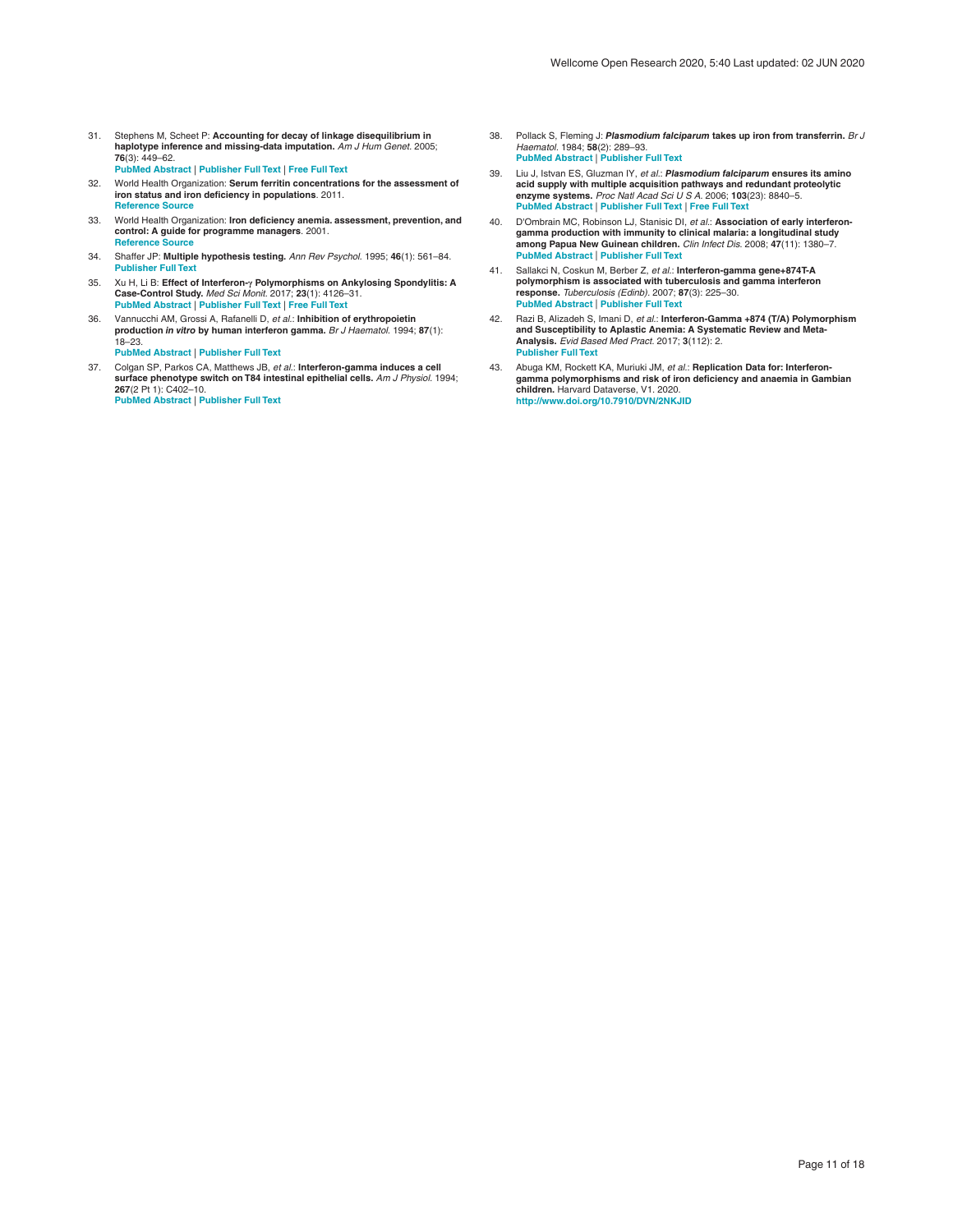31. Stephens M, Scheet P: **Accounting for decay of linkage disequilibrium in haplotype inference and missing-data imputation.** *Am J Hum Genet.* 2005; **76**(3): 449–62.
PubMed Abstract | Publisher Full Text | Free Full Text

32. World Health Organization: **Serum ferritin concentrations for the assessment of iron status and iron deficiency in populations**. 2011.
Reference Source

33. World Health Organization: **Iron deficiency anemia. assessment, prevention, and control: A guide for programme managers**. 2001.
Reference Source

34. Shaffer JP: **Multiple hypothesis testing.** *Ann Rev Psychol.* 1995; **46**(1): 561–84.
Publisher Full Text

35. Xu H, Li B: **Effect of Interferon-γ Polymorphisms on Ankylosing Spondylitis: A Case-Control Study.** *Med Sci Monit.* 2017; **23**(1): 4126–31.
PubMed Abstract | Publisher Full Text | Free Full Text

36. Vannucchi AM, Grossi A, Rafanelli D, *et al.*: **Inhibition of erythropoietin production *in vitro* by human interferon gamma.** *Br J Haematol.* 1994; **87**(1): 18–23.
PubMed Abstract | Publisher Full Text

37. Colgan SP, Parkos CA, Matthews JB, *et al.*: **Interferon-gamma induces a cell surface phenotype switch on T84 intestinal epithelial cells.** *Am J Physiol.* 1994; **267**(2 Pt 1): C402–10.
PubMed Abstract | Publisher Full Text

38. Pollack S, Fleming J: ***Plasmodium falciparum* takes up iron from transferrin.** *Br J Haematol.* 1984; **58**(2): 289–93.
PubMed Abstract | Publisher Full Text

39. Liu J, Istvan ES, Gluzman IY, *et al.*: ***Plasmodium falciparum* ensures its amino acid supply with multiple acquisition pathways and redundant proteolytic enzyme systems.** *Proc Natl Acad Sci U S A.* 2006; **103**(23): 8840–5.
PubMed Abstract | Publisher Full Text | Free Full Text

40. D'Ombrain MC, Robinson LJ, Stanisic DI, *et al.*: **Association of early interferon-gamma production with immunity to clinical malaria: a longitudinal study among Papua New Guinean children.** *Clin Infect Dis.* 2008; **47**(11): 1380–7.
PubMed Abstract | Publisher Full Text

41. Sallakci N, Coskun M, Berber Z, *et al.*: **Interferon-gamma gene+874T-A polymorphism is associated with tuberculosis and gamma interferon response.** *Tuberculosis (Edinb).* 2007; **87**(3): 225–30.
PubMed Abstract | Publisher Full Text

42. Razi B, Alizadeh S, Imani D, *et al.*: **Interferon-Gamma +874 (T/A) Polymorphism and Susceptibility to Aplastic Anemia: A Systematic Review and Meta-Analysis.** *Evid Based Med Pract.* 2017; **3**(112): 2.
Publisher Full Text

43. Abuga KM, Rockett KA, Muriuki JM, *et al.*: **Replication Data for: Interferon-gamma polymorphisms and risk of iron deficiency and anaemia in Gambian children.** Harvard Dataverse, V1. 2020.
http://www.doi.org/10.7910/DVN/2NKJID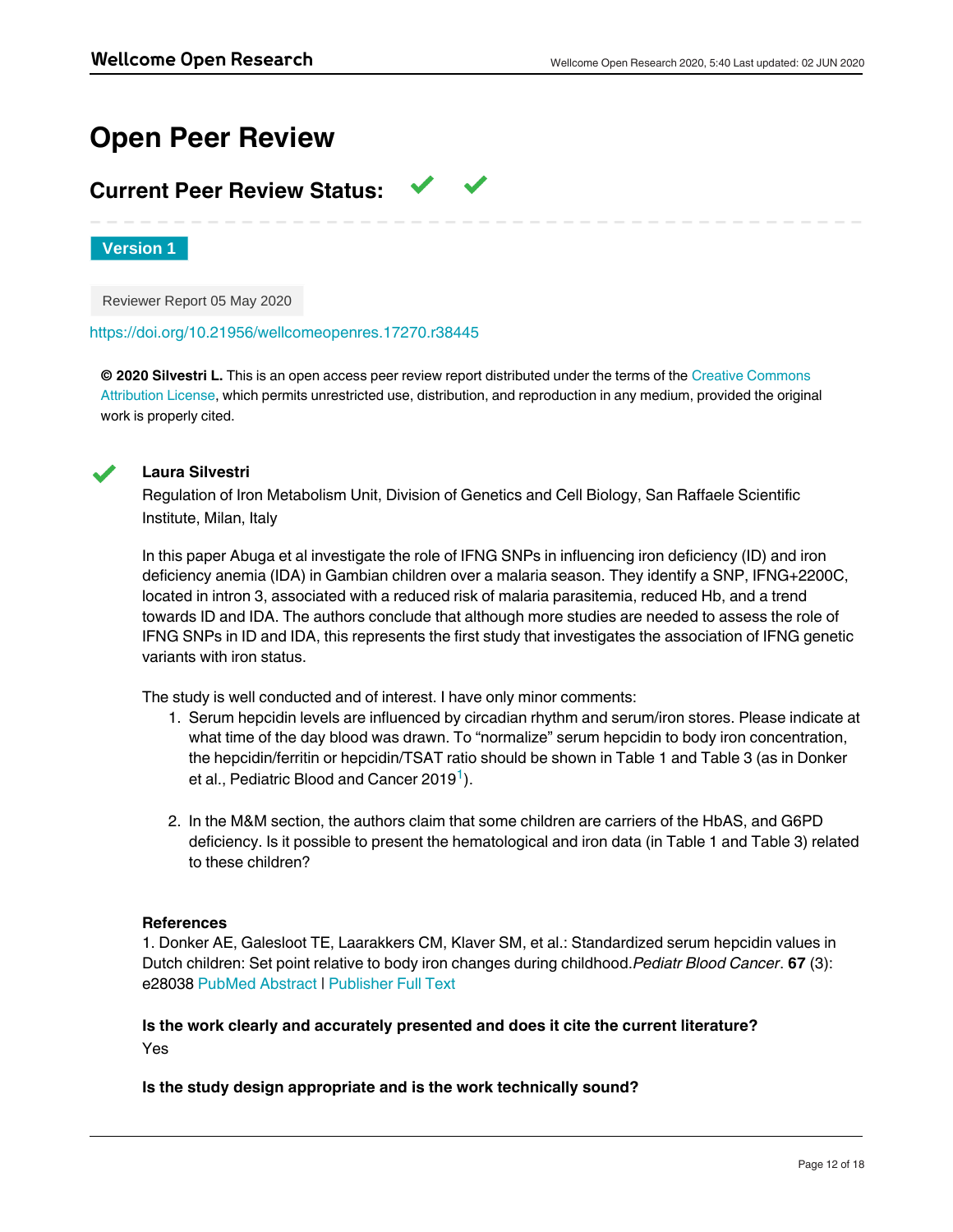# Open Peer Review

## Current Peer Review Status: ✔ ✔

**Version 1**

Reviewer Report 05 May 2020

https://doi.org/10.21956/wellcomeopenres.17270.r38445

**© 2020 Silvestri L.** This is an open access peer review report distributed under the terms of the Creative Commons Attribution License, which permits unrestricted use, distribution, and reproduction in any medium, provided the original work is properly cited.

✔ **Laura Silvestri**

Regulation of Iron Metabolism Unit, Division of Genetics and Cell Biology, San Raffaele Scientific Institute, Milan, Italy

In this paper Abuga et al investigate the role of IFNG SNPs in influencing iron deficiency (ID) and iron deficiency anemia (IDA) in Gambian children over a malaria season. They identify a SNP, IFNG+2200C, located in intron 3, associated with a reduced risk of malaria parasitemia, reduced Hb, and a trend towards ID and IDA. The authors conclude that although more studies are needed to assess the role of IFNG SNPs in ID and IDA, this represents the first study that investigates the association of IFNG genetic variants with iron status.

The study is well conducted and of interest. I have only minor comments:

1. Serum hepcidin levels are influenced by circadian rhythm and serum/iron stores. Please indicate at what time of the day blood was drawn. To "normalize" serum hepcidin to body iron concentration, the hepcidin/ferritin or hepcidin/TSAT ratio should be shown in Table 1 and Table 3 (as in Donker et al., Pediatric Blood and Cancer 2019[1]).

2. In the M&M section, the authors claim that some children are carriers of the HbAS, and G6PD deficiency. Is it possible to present the hematological and iron data (in Table 1 and Table 3) related to these children?

**References**

1. Donker AE, Galesloot TE, Laarakkers CM, Klaver SM, et al.: Standardized serum hepcidin values in Dutch children: Set point relative to body iron changes during childhood. *Pediatr Blood Cancer*. **67** (3): e28038 PubMed Abstract | Publisher Full Text

**Is the work clearly and accurately presented and does it cite the current literature?**

Yes

**Is the study design appropriate and is the work technically sound?**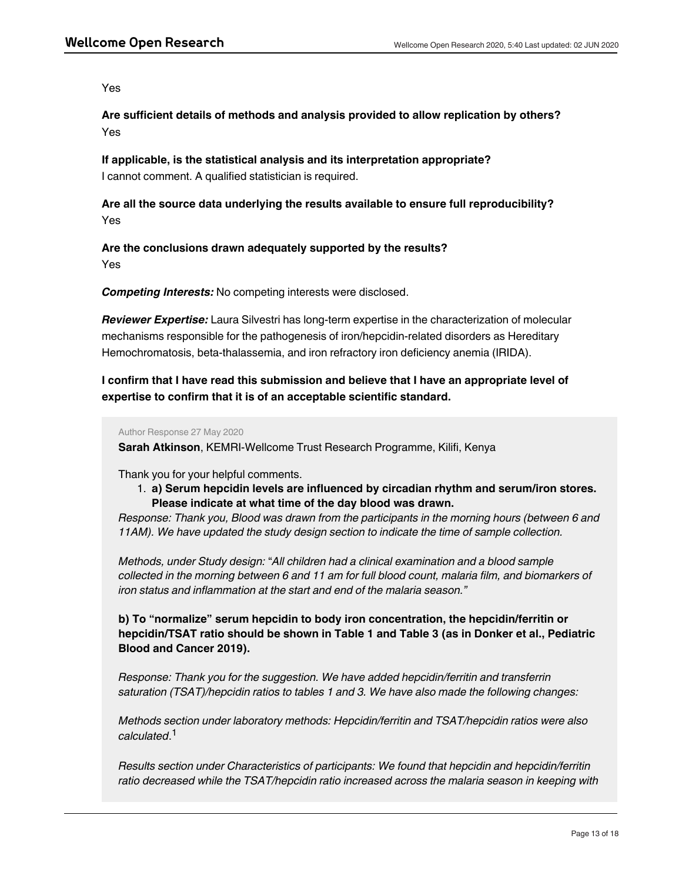Yes

**Are sufficient details of methods and analysis provided to allow replication by others?**
Yes

**If applicable, is the statistical analysis and its interpretation appropriate?**
I cannot comment. A qualified statistician is required.

**Are all the source data underlying the results available to ensure full reproducibility?**
Yes

**Are the conclusions drawn adequately supported by the results?**
Yes

***Competing Interests:*** No competing interests were disclosed.

***Reviewer Expertise:*** Laura Silvestri has long-term expertise in the characterization of molecular mechanisms responsible for the pathogenesis of iron/hepcidin-related disorders as Hereditary Hemochromatosis, beta-thalassemia, and iron refractory iron deficiency anemia (IRIDA).

**I confirm that I have read this submission and believe that I have an appropriate level of expertise to confirm that it is of an acceptable scientific standard.**

Author Response 27 May 2020

**Sarah Atkinson**, KEMRI-Wellcome Trust Research Programme, Kilifi, Kenya

Thank you for your helpful comments.

1. **a) Serum hepcidin levels are influenced by circadian rhythm and serum/iron stores. Please indicate at what time of the day blood was drawn.**

*Response: Thank you, Blood was drawn from the participants in the morning hours (between 6 and 11AM). We have updated the study design section to indicate the time of sample collection.*

*Methods, under Study design: "All children had a clinical examination and a blood sample collected in the morning between 6 and 11 am for full blood count, malaria film, and biomarkers of iron status and inflammation at the start and end of the malaria season."*

**b) To "normalize" serum hepcidin to body iron concentration, the hepcidin/ferritin or hepcidin/TSAT ratio should be shown in Table 1 and Table 3 (as in Donker et al., Pediatric Blood and Cancer 2019).**

*Response: Thank you for the suggestion. We have added hepcidin/ferritin and transferrin saturation (TSAT)/hepcidin ratios to tables 1 and 3. We have also made the following changes:*

*Methods section under laboratory methods: Hepcidin/ferritin and TSAT/hepcidin ratios were also calculated.*[1]

*Results section under Characteristics of participants: We found that hepcidin and hepcidin/ferritin ratio decreased while the TSAT/hepcidin ratio increased across the malaria season in keeping with*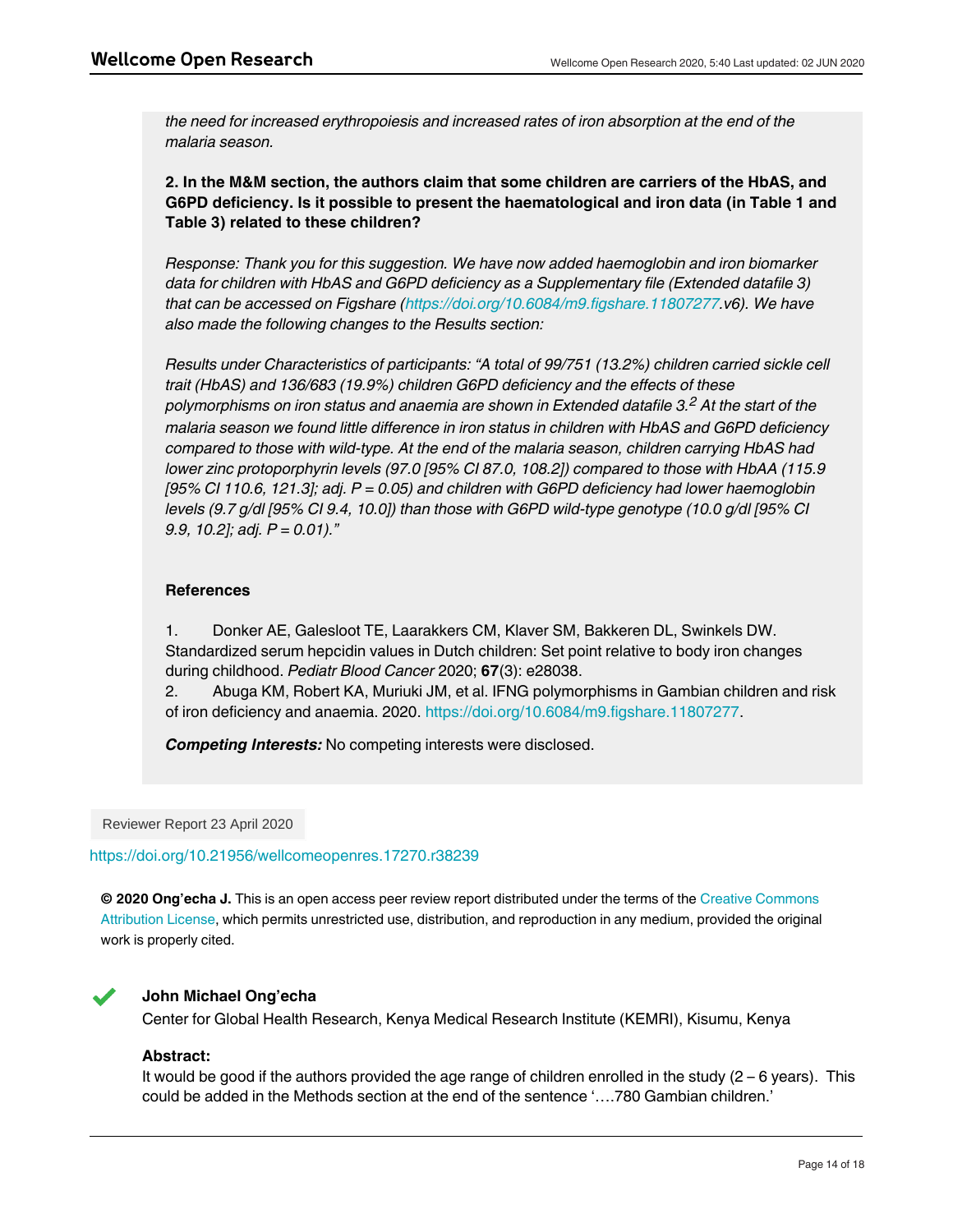*the need for increased erythropoiesis and increased rates of iron absorption at the end of the malaria season.*

**2. In the M&M section, the authors claim that some children are carriers of the HbAS, and G6PD deficiency. Is it possible to present the haematological and iron data (in Table 1 and Table 3) related to these children?**

*Response: Thank you for this suggestion. We have now added haemoglobin and iron biomarker data for children with HbAS and G6PD deficiency as a Supplementary file (Extended datafile 3) that can be accessed on Figshare (https://doi.org/10.6084/m9.figshare.11807277.v6). We have also made the following changes to the Results section:*

*Results under Characteristics of participants: "A total of 99/751 (13.2%) children carried sickle cell trait (HbAS) and 136/683 (19.9%) children G6PD deficiency and the effects of these polymorphisms on iron status and anaemia are shown in Extended datafile 3.[2] At the start of the malaria season we found little difference in iron status in children with HbAS and G6PD deficiency compared to those with wild-type. At the end of the malaria season, children carrying HbAS had lower zinc protoporphyrin levels (97.0 [95% CI 87.0, 108.2]) compared to those with HbAA (115.9 [95% CI 110.6, 121.3]; adj. P = 0.05) and children with G6PD deficiency had lower haemoglobin levels (9.7 g/dl [95% CI 9.4, 10.0]) than those with G6PD wild-type genotype (10.0 g/dl [95% CI 9.9, 10.2]; adj. P = 0.01)."*

**References**

1. Donker AE, Galesloot TE, Laarakkers CM, Klaver SM, Bakkeren DL, Swinkels DW. Standardized serum hepcidin values in Dutch children: Set point relative to body iron changes during childhood. *Pediatr Blood Cancer* 2020; **67**(3): e28038.
2. Abuga KM, Robert KA, Muriuki JM, et al. IFNG polymorphisms in Gambian children and risk of iron deficiency and anaemia. 2020. https://doi.org/10.6084/m9.figshare.11807277.

***Competing Interests:*** No competing interests were disclosed.

Reviewer Report 23 April 2020

https://doi.org/10.21956/wellcomeopenres.17270.r38239

**© 2020 Ong'echa J.** This is an open access peer review report distributed under the terms of the Creative Commons Attribution License, which permits unrestricted use, distribution, and reproduction in any medium, provided the original work is properly cited.

✔ **John Michael Ong'echa**

Center for Global Health Research, Kenya Medical Research Institute (KEMRI), Kisumu, Kenya

**Abstract:**

It would be good if the authors provided the age range of children enrolled in the study (2 – 6 years). This could be added in the Methods section at the end of the sentence '….780 Gambian children.'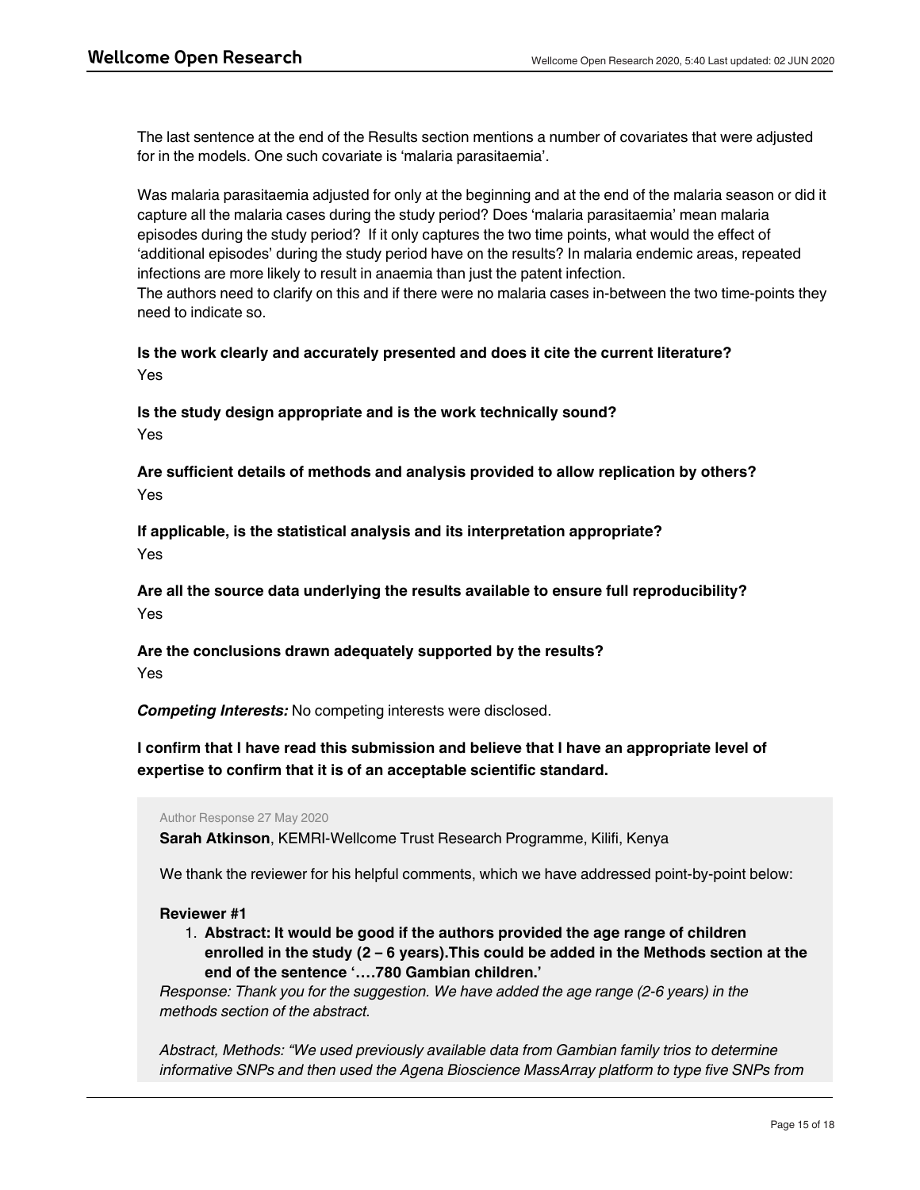The last sentence at the end of the Results section mentions a number of covariates that were adjusted for in the models. One such covariate is 'malaria parasitaemia'.

Was malaria parasitaemia adjusted for only at the beginning and at the end of the malaria season or did it capture all the malaria cases during the study period? Does 'malaria parasitaemia' mean malaria episodes during the study period? If it only captures the two time points, what would the effect of 'additional episodes' during the study period have on the results? In malaria endemic areas, repeated infections are more likely to result in anaemia than just the patent infection.
The authors need to clarify on this and if there were no malaria cases in-between the two time-points they need to indicate so.

**Is the work clearly and accurately presented and does it cite the current literature?**
Yes

**Is the study design appropriate and is the work technically sound?**
Yes

**Are sufficient details of methods and analysis provided to allow replication by others?**
Yes

**If applicable, is the statistical analysis and its interpretation appropriate?**
Yes

**Are all the source data underlying the results available to ensure full reproducibility?**
Yes

**Are the conclusions drawn adequately supported by the results?**
Yes

***Competing Interests:*** No competing interests were disclosed.

**I confirm that I have read this submission and believe that I have an appropriate level of expertise to confirm that it is of an acceptable scientific standard.**

Author Response 27 May 2020

**Sarah Atkinson**, KEMRI-Wellcome Trust Research Programme, Kilifi, Kenya

We thank the reviewer for his helpful comments, which we have addressed point-by-point below:

**Reviewer #1**

1. **Abstract: It would be good if the authors provided the age range of children enrolled in the study (2 – 6 years).This could be added in the Methods section at the end of the sentence '….780 Gambian children.'**

*Response: Thank you for the suggestion. We have added the age range (2-6 years) in the methods section of the abstract.*

*Abstract, Methods: "We used previously available data from Gambian family trios to determine informative SNPs and then used the Agena Bioscience MassArray platform to type five SNPs from*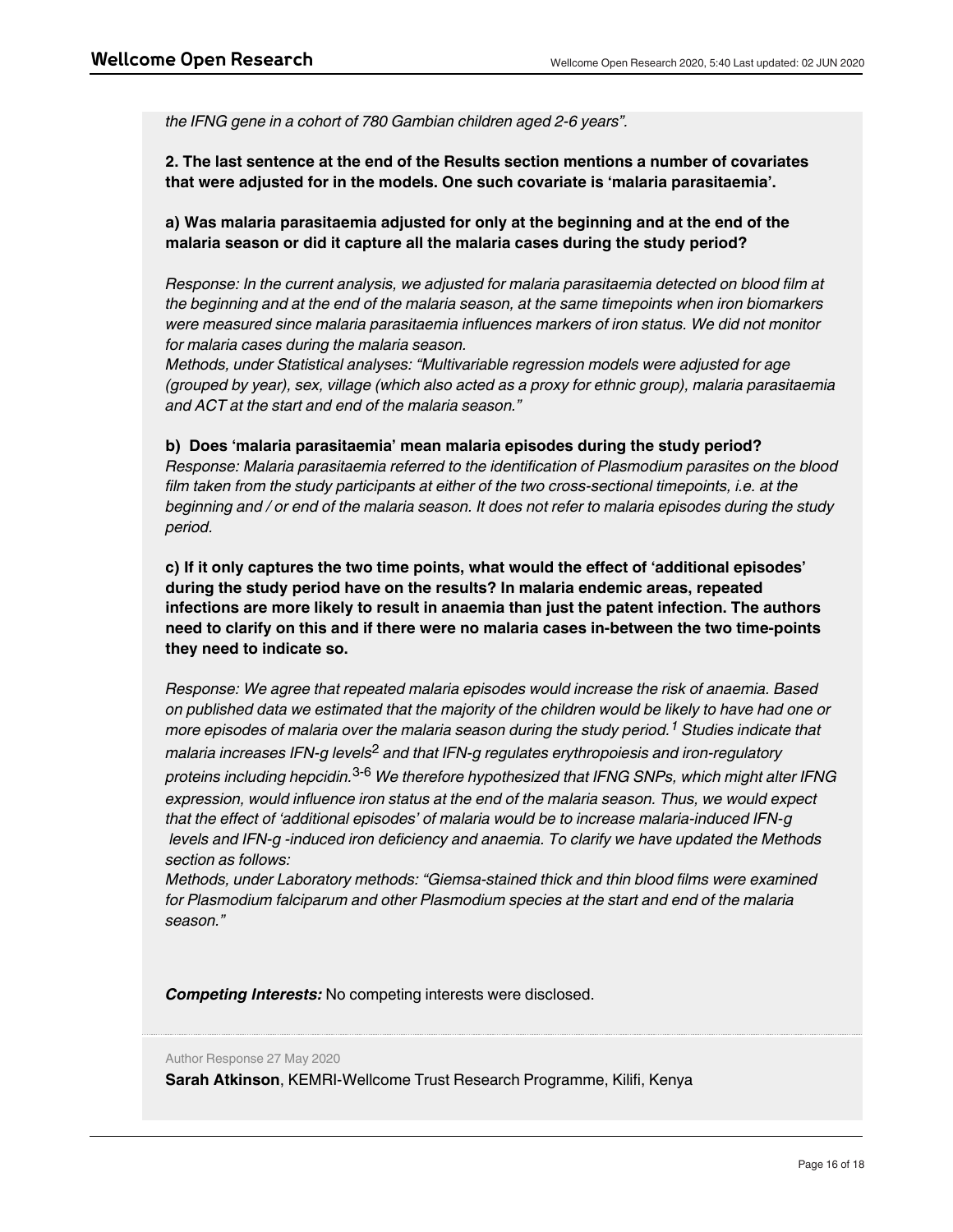*the IFNG gene in a cohort of 780 Gambian children aged 2-6 years".*

**2. The last sentence at the end of the Results section mentions a number of covariates that were adjusted for in the models. One such covariate is 'malaria parasitaemia'.**

**a) Was malaria parasitaemia adjusted for only at the beginning and at the end of the malaria season or did it capture all the malaria cases during the study period?**

*Response: In the current analysis, we adjusted for malaria parasitaemia detected on blood film at the beginning and at the end of the malaria season, at the same timepoints when iron biomarkers were measured since malaria parasitaemia influences markers of iron status. We did not monitor for malaria cases during the malaria season.*
*Methods, under Statistical analyses: "Multivariable regression models were adjusted for age (grouped by year), sex, village (which also acted as a proxy for ethnic group), malaria parasitaemia and ACT at the start and end of the malaria season."*

**b) Does 'malaria parasitaemia' mean malaria episodes during the study period?**
*Response: Malaria parasitaemia referred to the identification of Plasmodium parasites on the blood film taken from the study participants at either of the two cross-sectional timepoints, i.e. at the beginning and / or end of the malaria season. It does not refer to malaria episodes during the study period.*

**c) If it only captures the two time points, what would the effect of 'additional episodes' during the study period have on the results? In malaria endemic areas, repeated infections are more likely to result in anaemia than just the patent infection. The authors need to clarify on this and if there were no malaria cases in-between the two time-points they need to indicate so.**

*Response: We agree that repeated malaria episodes would increase the risk of anaemia. Based on published data we estimated that the majority of the children would be likely to have had one or more episodes of malaria over the malaria season during the study period.[1] Studies indicate that malaria increases IFN-g levels[2] and that IFN-g regulates erythropoiesis and iron-regulatory proteins including hepcidin.[3-6] We therefore hypothesized that IFNG SNPs, which might alter IFNG expression, would influence iron status at the end of the malaria season. Thus, we would expect that the effect of 'additional episodes' of malaria would be to increase malaria-induced IFN-g levels and IFN-g -induced iron deficiency and anaemia. To clarify we have updated the Methods section as follows:*
*Methods, under Laboratory methods: "Giemsa-stained thick and thin blood films were examined for Plasmodium falciparum and other Plasmodium species at the start and end of the malaria season."*

***Competing Interests:*** No competing interests were disclosed.

Author Response 27 May 2020

**Sarah Atkinson**, KEMRI-Wellcome Trust Research Programme, Kilifi, Kenya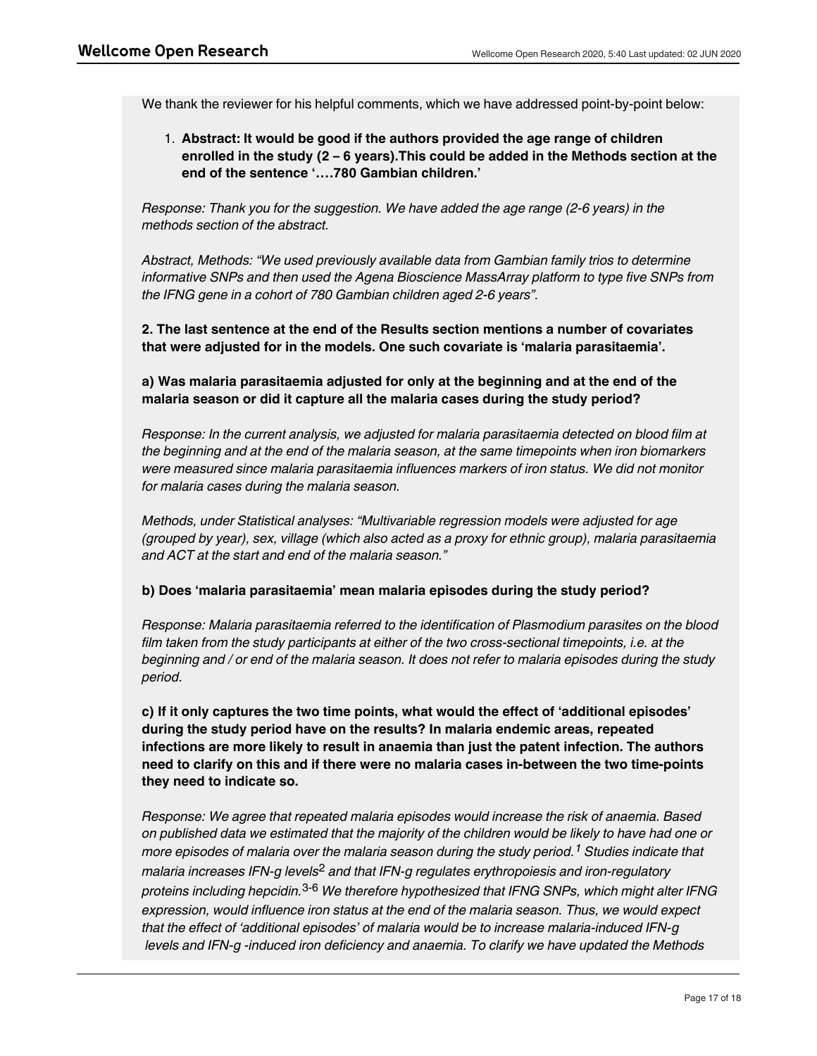We thank the reviewer for his helpful comments, which we have addressed point-by-point below:

1. **Abstract: It would be good if the authors provided the age range of children enrolled in the study (2 – 6 years).This could be added in the Methods section at the end of the sentence '….780 Gambian children.'**

*Response: Thank you for the suggestion. We have added the age range (2-6 years) in the methods section of the abstract.*

*Abstract, Methods: "We used previously available data from Gambian family trios to determine informative SNPs and then used the Agena Bioscience MassArray platform to type five SNPs from the IFNG gene in a cohort of 780 Gambian children aged 2-6 years".*

**2. The last sentence at the end of the Results section mentions a number of covariates that were adjusted for in the models. One such covariate is 'malaria parasitaemia'.**

**a) Was malaria parasitaemia adjusted for only at the beginning and at the end of the malaria season or did it capture all the malaria cases during the study period?**

*Response: In the current analysis, we adjusted for malaria parasitaemia detected on blood film at the beginning and at the end of the malaria season, at the same timepoints when iron biomarkers were measured since malaria parasitaemia influences markers of iron status. We did not monitor for malaria cases during the malaria season.*

*Methods, under Statistical analyses: "Multivariable regression models were adjusted for age (grouped by year), sex, village (which also acted as a proxy for ethnic group), malaria parasitaemia and ACT at the start and end of the malaria season."*

**b) Does 'malaria parasitaemia' mean malaria episodes during the study period?**

*Response: Malaria parasitaemia referred to the identification of Plasmodium parasites on the blood film taken from the study participants at either of the two cross-sectional timepoints, i.e. at the beginning and / or end of the malaria season. It does not refer to malaria episodes during the study period.*

**c) If it only captures the two time points, what would the effect of 'additional episodes' during the study period have on the results? In malaria endemic areas, repeated infections are more likely to result in anaemia than just the patent infection. The authors need to clarify on this and if there were no malaria cases in-between the two time-points they need to indicate so.**

*Response: We agree that repeated malaria episodes would increase the risk of anaemia. Based on published data we estimated that the majority of the children would be likely to have had one or more episodes of malaria over the malaria season during the study period.[1] Studies indicate that malaria increases IFN-g levels[2] and that IFN-g regulates erythropoiesis and iron-regulatory proteins including hepcidin.[3-6] We therefore hypothesized that IFNG SNPs, which might alter IFNG expression, would influence iron status at the end of the malaria season. Thus, we would expect that the effect of 'additional episodes' of malaria would be to increase malaria-induced IFN-g levels and IFN-g -induced iron deficiency and anaemia. To clarify we have updated the Methods*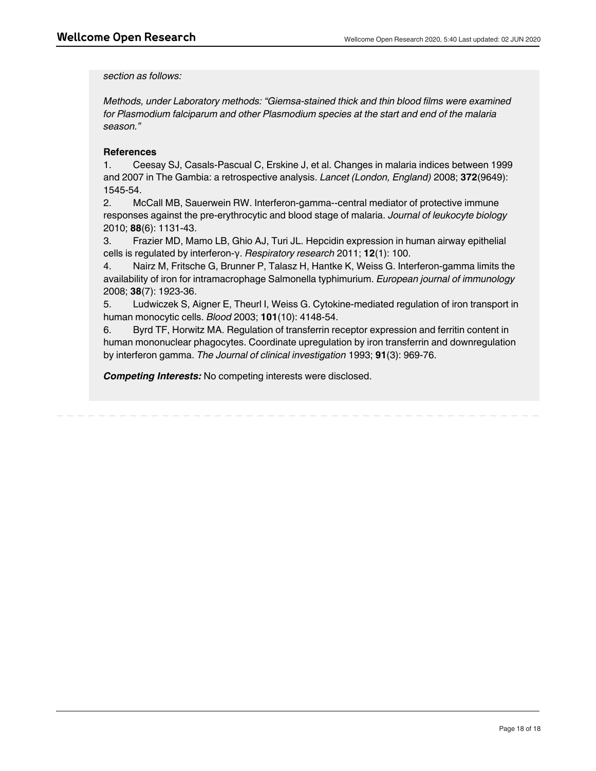*section as follows:*

*Methods, under Laboratory methods: "Giemsa-stained thick and thin blood films were examined for Plasmodium falciparum and other Plasmodium species at the start and end of the malaria season."*

**References**

1. Ceesay SJ, Casals-Pascual C, Erskine J, et al. Changes in malaria indices between 1999 and 2007 in The Gambia: a retrospective analysis. *Lancet (London, England)* 2008; **372**(9649): 1545-54.
2. McCall MB, Sauerwein RW. Interferon-gamma--central mediator of protective immune responses against the pre-erythrocytic and blood stage of malaria. *Journal of leukocyte biology* 2010; **88**(6): 1131-43.
3. Frazier MD, Mamo LB, Ghio AJ, Turi JL. Hepcidin expression in human airway epithelial cells is regulated by interferon-γ. *Respiratory research* 2011; **12**(1): 100.
4. Nairz M, Fritsche G, Brunner P, Talasz H, Hantke K, Weiss G. Interferon-gamma limits the availability of iron for intramacrophage Salmonella typhimurium. *European journal of immunology* 2008; **38**(7): 1923-36.
5. Ludwiczek S, Aigner E, Theurl I, Weiss G. Cytokine-mediated regulation of iron transport in human monocytic cells. *Blood* 2003; **101**(10): 4148-54.
6. Byrd TF, Horwitz MA. Regulation of transferrin receptor expression and ferritin content in human mononuclear phagocytes. Coordinate upregulation by iron transferrin and downregulation by interferon gamma. *The Journal of clinical investigation* 1993; **91**(3): 969-76.

***Competing Interests:*** No competing interests were disclosed.